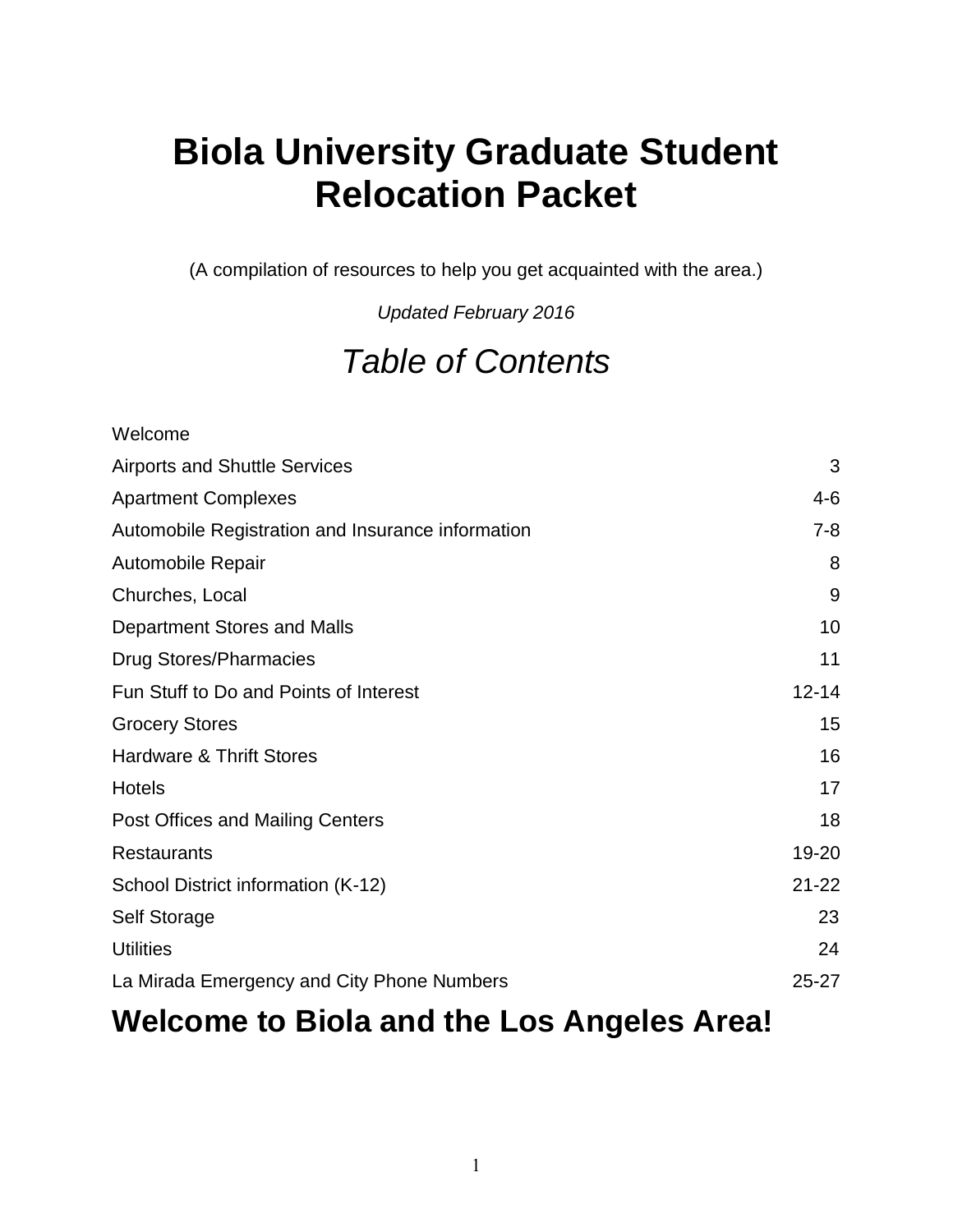# Biola University Graduate Student Relocation Packet

(A compilation of resources to help you get acquainted with the area.)

*Updated February 2016*

## *Table of Contents*

| | |
|---|---|
| Welcome | |
| Airports and Shuttle Services | 3 |
| Apartment Complexes | 4-6 |
| Automobile Registration and Insurance information | 7-8 |
| Automobile Repair | 8 |
| Churches, Local | 9 |
| Department Stores and Malls | 10 |
| Drug Stores/Pharmacies | 11 |
| Fun Stuff to Do and Points of Interest | 12-14 |
| Grocery Stores | 15 |
| Hardware & Thrift Stores | 16 |
| Hotels | 17 |
| Post Offices and Mailing Centers | 18 |
| Restaurants | 19-20 |
| School District information (K-12) | 21-22 |
| Self Storage | 23 |
| Utilities | 24 |
| La Mirada Emergency and City Phone Numbers | 25-27 |

## Welcome to Biola and the Los Angeles Area!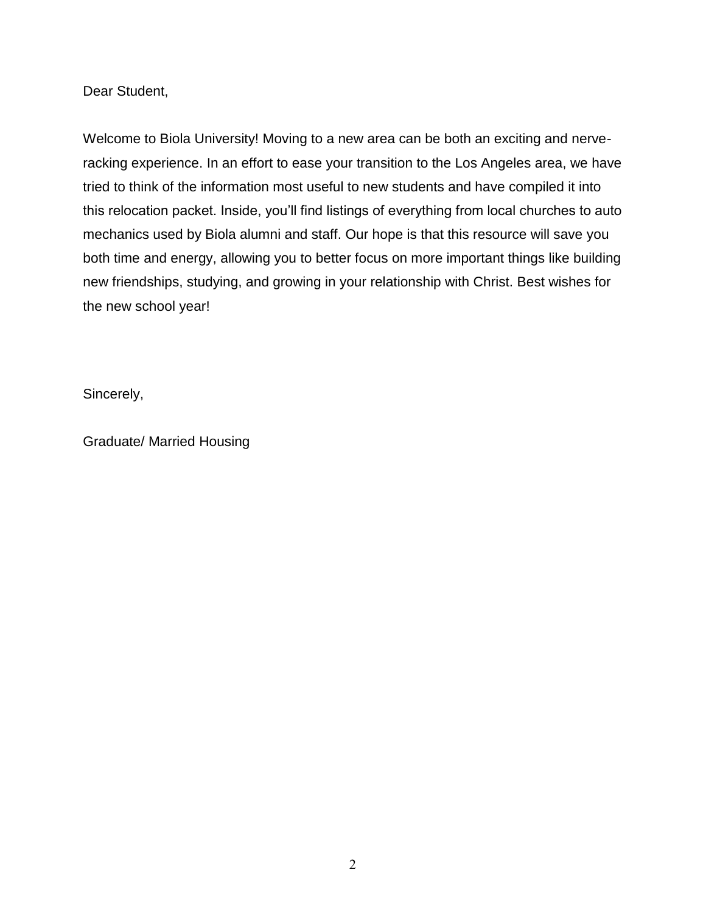Dear Student,

Welcome to Biola University! Moving to a new area can be both an exciting and nerve-racking experience. In an effort to ease your transition to the Los Angeles area, we have tried to think of the information most useful to new students and have compiled it into this relocation packet. Inside, you'll find listings of everything from local churches to auto mechanics used by Biola alumni and staff. Our hope is that this resource will save you both time and energy, allowing you to better focus on more important things like building new friendships, studying, and growing in your relationship with Christ. Best wishes for the new school year!

Sincerely,

Graduate/ Married Housing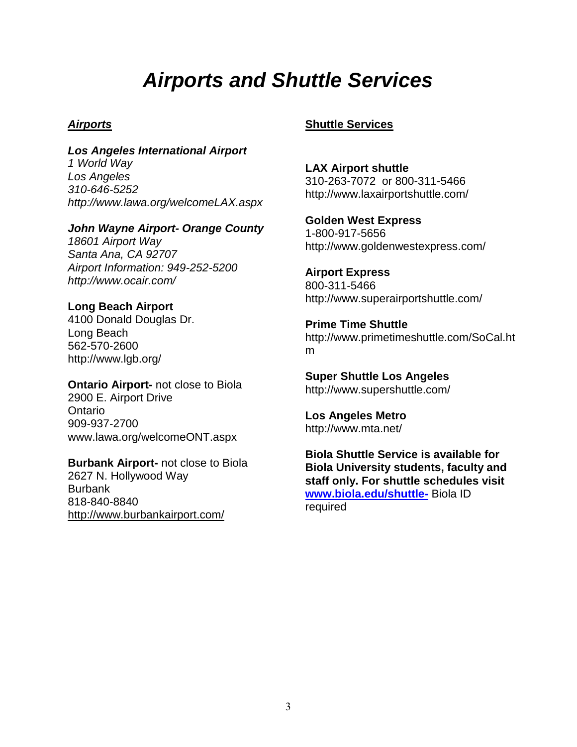# *Airports and Shuttle Services*

## *Airports*

***Los Angeles International Airport***
*1 World Way*
*Los Angeles*
*310-646-5252*
*http://www.lawa.org/welcomeLAX.aspx*

***John Wayne Airport- Orange County***
*18601 Airport Way*
*Santa Ana, CA 92707*
*Airport Information: 949-252-5200*
*http://www.ocair.com/*

**Long Beach Airport**
4100 Donald Douglas Dr.
Long Beach
562-570-2600
http://www.lgb.org/

**Ontario Airport-** not close to Biola
2900 E. Airport Drive
Ontario
909-937-2700
www.lawa.org/welcomeONT.aspx

**Burbank Airport-** not close to Biola
2627 N. Hollywood Way
Burbank
818-840-8840
http://www.burbankairport.com/

## Shuttle Services

**LAX Airport shuttle**
310-263-7072 or 800-311-5466
http://www.laxairportshuttle.com/

**Golden West Express**
1-800-917-5656
http://www.goldenwestexpress.com/

**Airport Express**
800-311-5466
http://www.superairportshuttle.com/

**Prime Time Shuttle**
http://www.primetimeshuttle.com/SoCal.htm

**Super Shuttle Los Angeles**
http://www.supershuttle.com/

**Los Angeles Metro**
http://www.mta.net/

**Biola Shuttle Service is available for Biola University students, faculty and staff only. For shuttle schedules visit [www.biola.edu/shuttle-](http://www.biola.edu/shuttle)** Biola ID required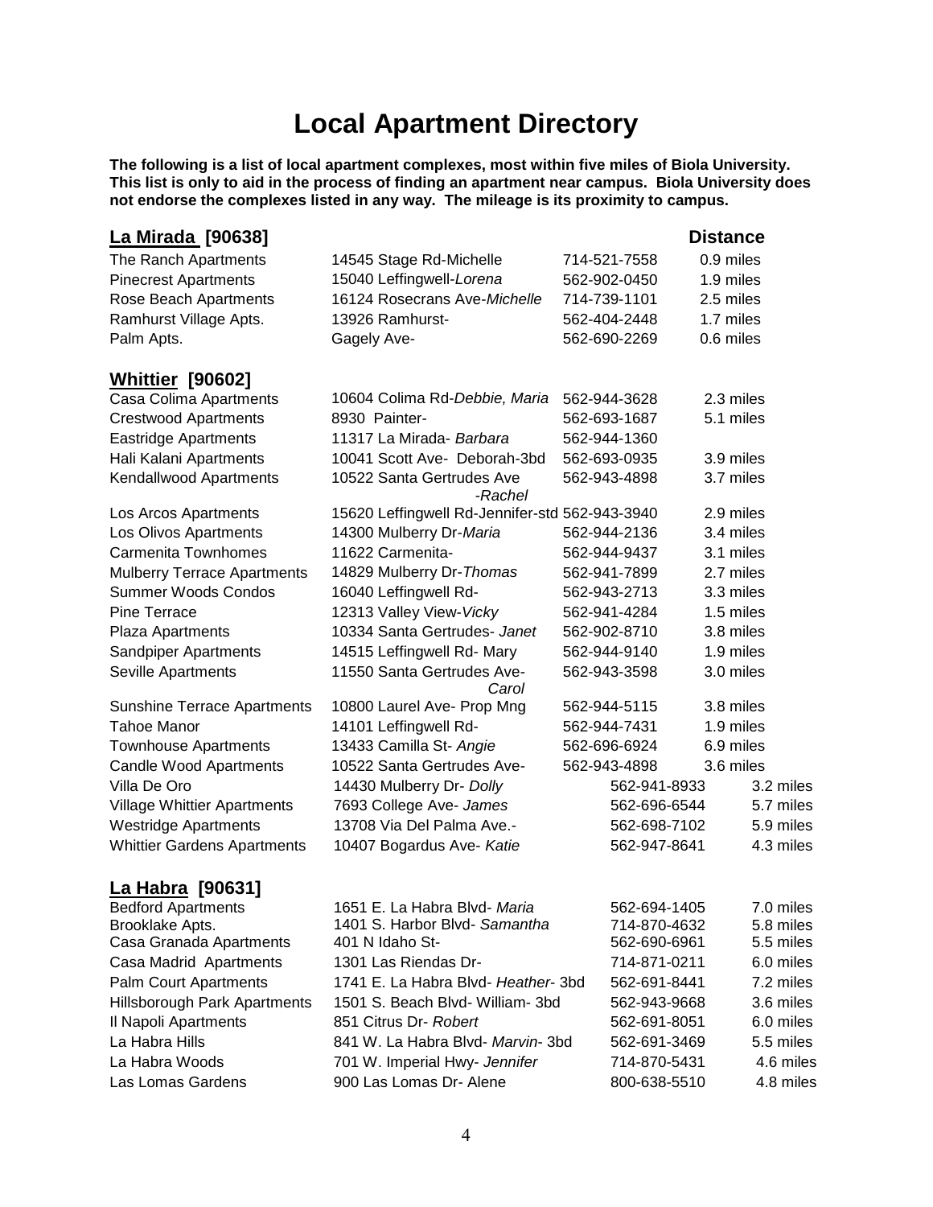# Local Apartment Directory

**The following is a list of local apartment complexes, most within five miles of Biola University. This list is only to aid in the process of finding an apartment near campus. Biola University does not endorse the complexes listed in any way. The mileage is its proximity to campus.**

## La Mirada [90638]

| Name | Address/Contact | Phone | Distance |
|---|---|---|---|
| The Ranch Apartments | 14545 Stage Rd-Michelle | 714-521-7558 | 0.9 miles |
| Pinecrest Apartments | 15040 Leffingwell-*Lorena* | 562-902-0450 | 1.9 miles |
| Rose Beach Apartments | 16124 Rosecrans Ave-*Michelle* | 714-739-1101 | 2.5 miles |
| Ramhurst Village Apts. | 13926 Ramhurst- | 562-404-2448 | 1.7 miles |
| Palm Apts. | Gagely Ave- | 562-690-2269 | 0.6 miles |

## Whittier [90602]

| Name | Address/Contact | Phone | Distance |
|---|---|---|---|
| Casa Colima Apartments | 10604 Colima Rd-*Debbie, Maria* | 562-944-3628 | 2.3 miles |
| Crestwood Apartments | 8930 Painter- | 562-693-1687 | 5.1 miles |
| Eastridge Apartments | 11317 La Mirada- *Barbara* | 562-944-1360 | |
| Hali Kalani Apartments | 10041 Scott Ave- Deborah-3bd | 562-693-0935 | 3.9 miles |
| Kendallwood Apartments | 10522 Santa Gertrudes Ave -*Rachel* | 562-943-4898 | 3.7 miles |
| Los Arcos Apartments | 15620 Leffingwell Rd-Jennifer-std | 562-943-3940 | 2.9 miles |
| Los Olivos Apartments | 14300 Mulberry Dr-*Maria* | 562-944-2136 | 3.4 miles |
| Carmenita Townhomes | 11622 Carmenita- | 562-944-9437 | 3.1 miles |
| Mulberry Terrace Apartments | 14829 Mulberry Dr-*Thomas* | 562-941-7899 | 2.7 miles |
| Summer Woods Condos | 16040 Leffingwell Rd- | 562-943-2713 | 3.3 miles |
| Pine Terrace | 12313 Valley View-*Vicky* | 562-941-4284 | 1.5 miles |
| Plaza Apartments | 10334 Santa Gertrudes- *Janet* | 562-902-8710 | 3.8 miles |
| Sandpiper Apartments | 14515 Leffingwell Rd- Mary | 562-944-9140 | 1.9 miles |
| Seville Apartments | 11550 Santa Gertrudes Ave- *Carol* | 562-943-3598 | 3.0 miles |
| Sunshine Terrace Apartments | 10800 Laurel Ave- Prop Mng | 562-944-5115 | 3.8 miles |
| Tahoe Manor | 14101 Leffingwell Rd- | 562-944-7431 | 1.9 miles |
| Townhouse Apartments | 13433 Camilla St- *Angie* | 562-696-6924 | 6.9 miles |
| Candle Wood Apartments | 10522 Santa Gertrudes Ave- | 562-943-4898 | 3.6 miles |
| Villa De Oro | 14430 Mulberry Dr- *Dolly* | 562-941-8933 | 3.2 miles |
| Village Whittier Apartments | 7693 College Ave- *James* | 562-696-6544 | 5.7 miles |
| Westridge Apartments | 13708 Via Del Palma Ave.- | 562-698-7102 | 5.9 miles |
| Whittier Gardens Apartments | 10407 Bogardus Ave- *Katie* | 562-947-8641 | 4.3 miles |

## La Habra [90631]

| Name | Address/Contact | Phone | Distance |
|---|---|---|---|
| Bedford Apartments | 1651 E. La Habra Blvd- *Maria* | 562-694-1405 | 7.0 miles |
| Brooklake Apts. | 1401 S. Harbor Blvd- *Samantha* | 714-870-4632 | 5.8 miles |
| Casa Granada Apartments | 401 N Idaho St- | 562-690-6961 | 5.5 miles |
| Casa Madrid Apartments | 1301 Las Riendas Dr- | 714-871-0211 | 6.0 miles |
| Palm Court Apartments | 1741 E. La Habra Blvd- *Heather*- 3bd | 562-691-8441 | 7.2 miles |
| Hillsborough Park Apartments | 1501 S. Beach Blvd- William- 3bd | 562-943-9668 | 3.6 miles |
| Il Napoli Apartments | 851 Citrus Dr- *Robert* | 562-691-8051 | 6.0 miles |
| La Habra Hills | 841 W. La Habra Blvd- *Marvin*- 3bd | 562-691-3469 | 5.5 miles |
| La Habra Woods | 701 W. Imperial Hwy- *Jennifer* | 714-870-5431 | 4.6 miles |
| Las Lomas Gardens | 900 Las Lomas Dr- Alene | 800-638-5510 | 4.8 miles |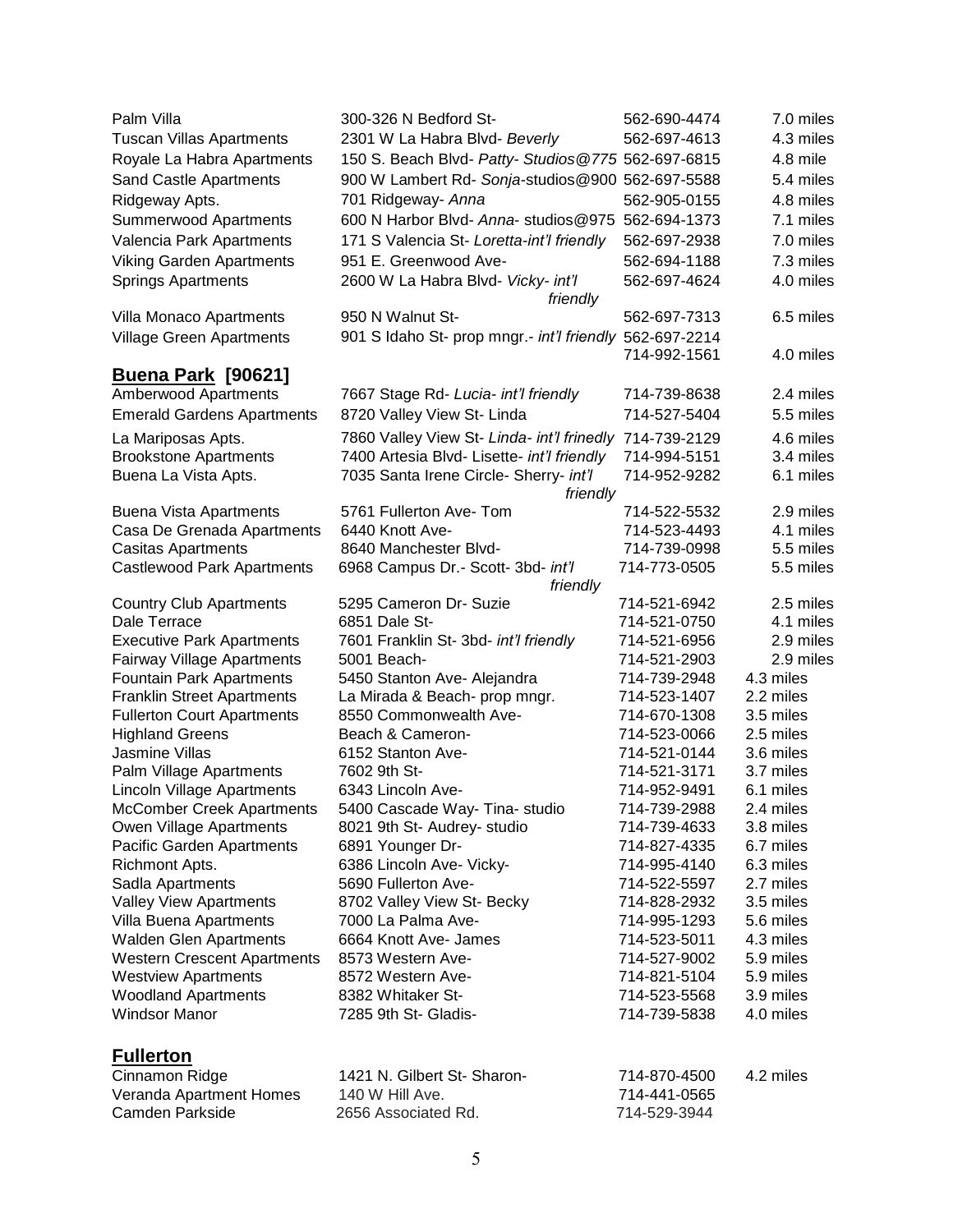| | | | |
|---|---|---|---|
| Palm Villa | 300-326 N Bedford St- | 562-690-4474 | 7.0 miles |
| Tuscan Villas Apartments | 2301 W La Habra Blvd- *Beverly* | 562-697-4613 | 4.3 miles |
| Royale La Habra Apartments | 150 S. Beach Blvd- *Patty- Studios@775* | 562-697-6815 | 4.8 mile |
| Sand Castle Apartments | 900 W Lambert Rd- *Sonja*-studios@900 | 562-697-5588 | 5.4 miles |
| Ridgeway Apts. | 701 Ridgeway- *Anna* | 562-905-0155 | 4.8 miles |
| Summerwood Apartments | 600 N Harbor Blvd- *Anna*- studios@975 | 562-694-1373 | 7.1 miles |
| Valencia Park Apartments | 171 S Valencia St- *Loretta-int'l friendly* | 562-697-2938 | 7.0 miles |
| Viking Garden Apartments | 951 E. Greenwood Ave- | 562-694-1188 | 7.3 miles |
| Springs Apartments | 2600 W La Habra Blvd- *Vicky- int'l friendly* | 562-697-4624 | 4.0 miles |
| Villa Monaco Apartments | 950 N Walnut St- | 562-697-7313 | 6.5 miles |
| Village Green Apartments | 901 S Idaho St- prop mngr.- *int'l friendly* | 562-697-2214<br>714-992-1561 | 4.0 miles |

## Buena Park [90621]

| | | | |
|---|---|---|---|
| Amberwood Apartments | 7667 Stage Rd- *Lucia- int'l friendly* | 714-739-8638 | 2.4 miles |
| Emerald Gardens Apartments | 8720 Valley View St- Linda | 714-527-5404 | 5.5 miles |
| La Mariposas Apts. | 7860 Valley View St- *Linda- int'l frinedly* | 714-739-2129 | 4.6 miles |
| Brookstone Apartments | 7400 Artesia Blvd- Lisette- *int'l friendly* | 714-994-5151 | 3.4 miles |
| Buena La Vista Apts. | 7035 Santa Irene Circle- Sherry- *int'l friendly* | 714-952-9282 | 6.1 miles |
| Buena Vista Apartments | 5761 Fullerton Ave- Tom | 714-522-5532 | 2.9 miles |
| Casa De Grenada Apartments | 6440 Knott Ave- | 714-523-4493 | 4.1 miles |
| Casitas Apartments | 8640 Manchester Blvd- | 714-739-0998 | 5.5 miles |
| Castlewood Park Apartments | 6968 Campus Dr.- Scott- 3bd- *int'l friendly* | 714-773-0505 | 5.5 miles |
| Country Club Apartments | 5295 Cameron Dr- Suzie | 714-521-6942 | 2.5 miles |
| Dale Terrace | 6851 Dale St- | 714-521-0750 | 4.1 miles |
| Executive Park Apartments | 7601 Franklin St- 3bd- *int'l friendly* | 714-521-6956 | 2.9 miles |
| Fairway Village Apartments | 5001 Beach- | 714-521-2903 | 2.9 miles |
| Fountain Park Apartments | 5450 Stanton Ave- Alejandra | 714-739-2948 | 4.3 miles |
| Franklin Street Apartments | La Mirada & Beach- prop mngr. | 714-523-1407 | 2.2 miles |
| Fullerton Court Apartments | 8550 Commonwealth Ave- | 714-670-1308 | 3.5 miles |
| Highland Greens | Beach & Cameron- | 714-523-0066 | 2.5 miles |
| Jasmine Villas | 6152 Stanton Ave- | 714-521-0144 | 3.6 miles |
| Palm Village Apartments | 7602 9th St- | 714-521-3171 | 3.7 miles |
| Lincoln Village Apartments | 6343 Lincoln Ave- | 714-952-9491 | 6.1 miles |
| McComber Creek Apartments | 5400 Cascade Way- Tina- studio | 714-739-2988 | 2.4 miles |
| Owen Village Apartments | 8021 9th St- Audrey- studio | 714-739-4633 | 3.8 miles |
| Pacific Garden Apartments | 6891 Younger Dr- | 714-827-4335 | 6.7 miles |
| Richmont Apts. | 6386 Lincoln Ave- Vicky- | 714-995-4140 | 6.3 miles |
| Sadla Apartments | 5690 Fullerton Ave- | 714-522-5597 | 2.7 miles |
| Valley View Apartments | 8702 Valley View St- Becky | 714-828-2932 | 3.5 miles |
| Villa Buena Apartments | 7000 La Palma Ave- | 714-995-1293 | 5.6 miles |
| Walden Glen Apartments | 6664 Knott Ave- James | 714-523-5011 | 4.3 miles |
| Western Crescent Apartments | 8573 Western Ave- | 714-527-9002 | 5.9 miles |
| Westview Apartments | 8572 Western Ave- | 714-821-5104 | 5.9 miles |
| Woodland Apartments | 8382 Whitaker St- | 714-523-5568 | 3.9 miles |
| Windsor Manor | 7285 9th St- Gladis- | 714-739-5838 | 4.0 miles |

## Fullerton

| | | | |
|---|---|---|---|
| Cinnamon Ridge | 1421 N. Gilbert St- Sharon- | 714-870-4500 | 4.2 miles |
| Veranda Apartment Homes | 140 W Hill Ave. | 714-441-0565 | |
| Camden Parkside | 2656 Associated Rd. | 714-529-3944 | |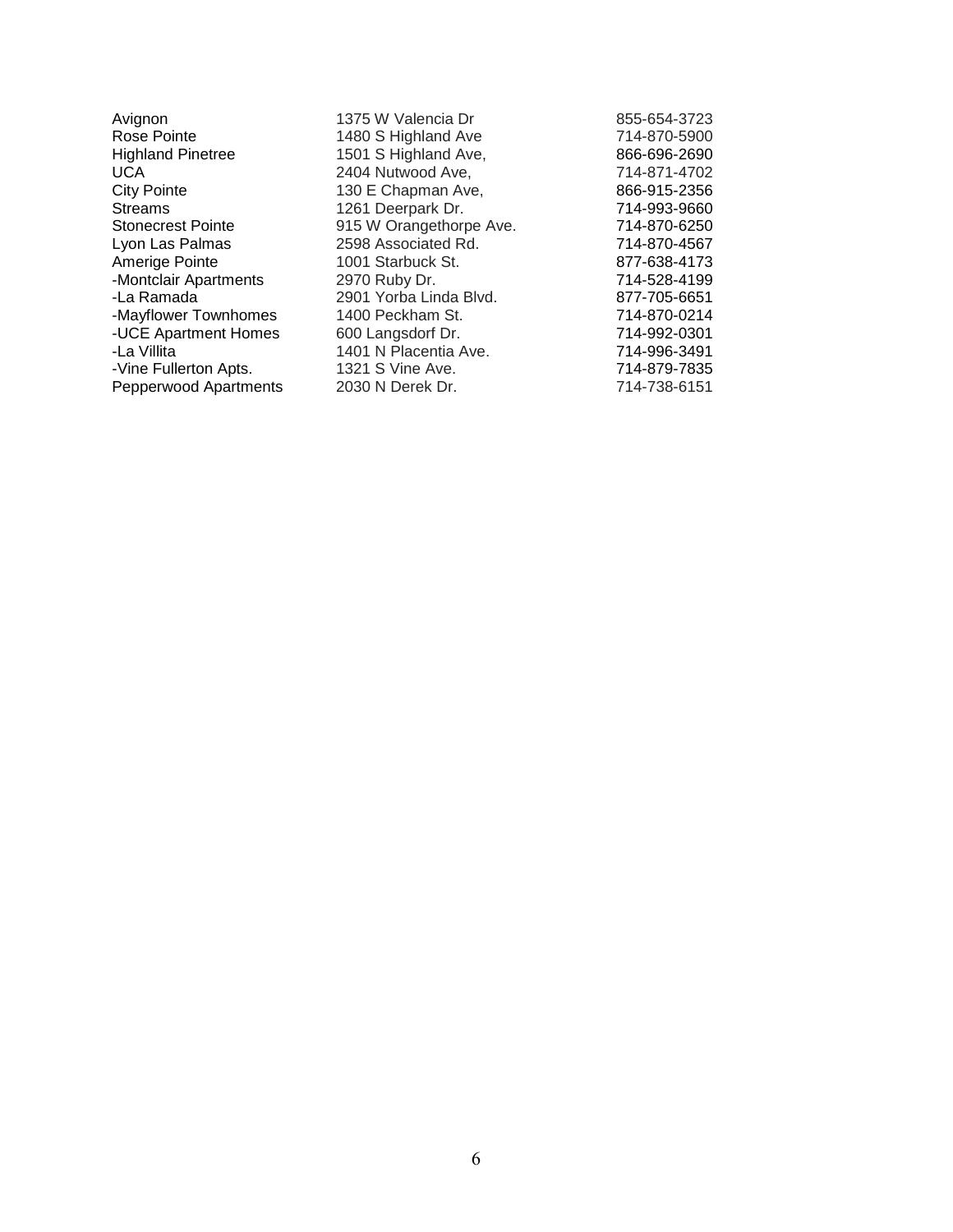| | | |
|---|---|---|
| Avignon | 1375 W Valencia Dr | 855-654-3723 |
| Rose Pointe | 1480 S Highland Ave | 714-870-5900 |
| Highland Pinetree | 1501 S Highland Ave, | 866-696-2690 |
| UCA | 2404 Nutwood Ave, | 714-871-4702 |
| City Pointe | 130 E Chapman Ave, | 866-915-2356 |
| Streams | 1261 Deerpark Dr. | 714-993-9660 |
| Stonecrest Pointe | 915 W Orangethorpe Ave. | 714-870-6250 |
| Lyon Las Palmas | 2598 Associated Rd. | 714-870-4567 |
| Amerige Pointe | 1001 Starbuck St. | 877-638-4173 |
| -Montclair Apartments | 2970 Ruby Dr. | 714-528-4199 |
| -La Ramada | 2901 Yorba Linda Blvd. | 877-705-6651 |
| -Mayflower Townhomes | 1400 Peckham St. | 714-870-0214 |
| -UCE Apartment Homes | 600 Langsdorf Dr. | 714-992-0301 |
| -La Villita | 1401 N Placentia Ave. | 714-996-3491 |
| -Vine Fullerton Apts. | 1321 S Vine Ave. | 714-879-7835 |
| Pepperwood Apartments | 2030 N Derek Dr. | 714-738-6151 |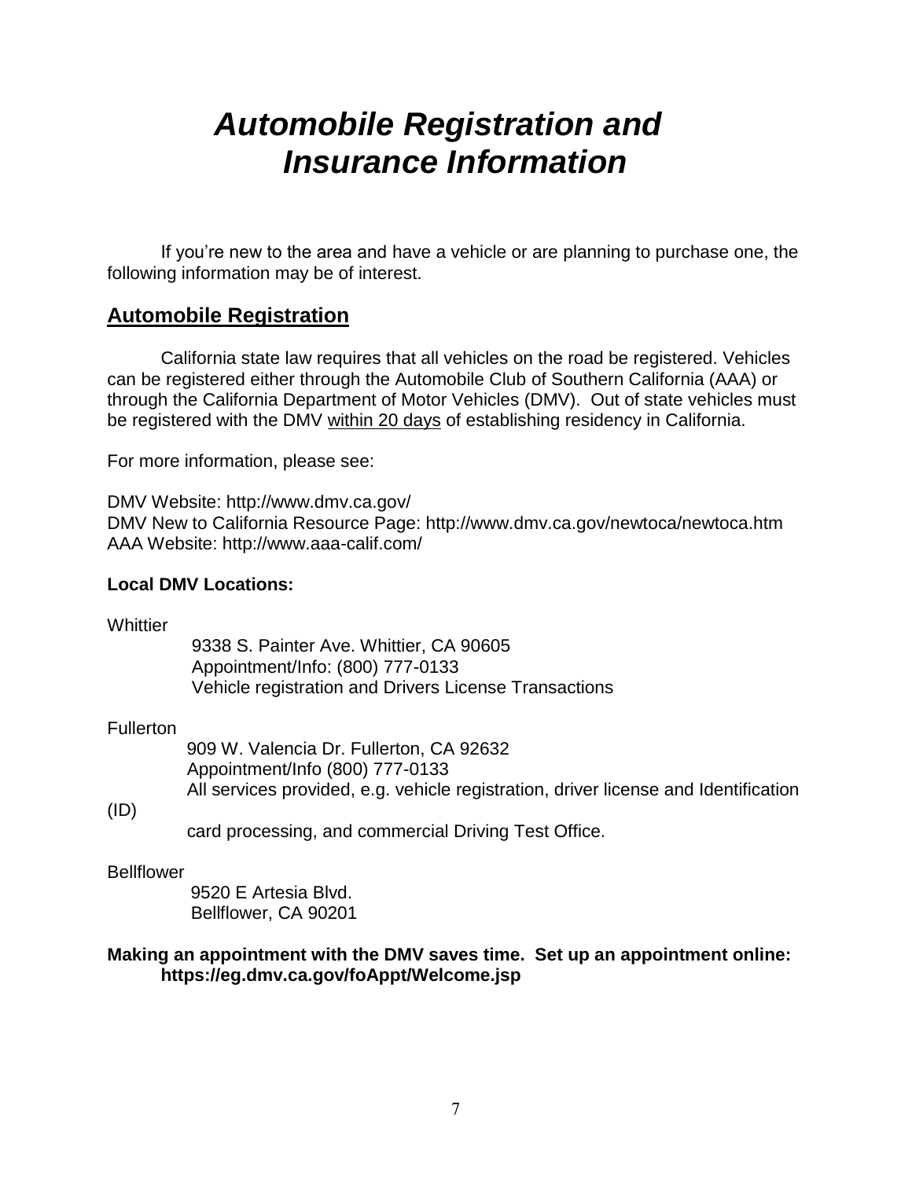# *Automobile Registration and Insurance Information*

If you're new to the area and have a vehicle or are planning to purchase one, the following information may be of interest.

## Automobile Registration

California state law requires that all vehicles on the road be registered. Vehicles can be registered either through the Automobile Club of Southern California (AAA) or through the California Department of Motor Vehicles (DMV). Out of state vehicles must be registered with the DMV within 20 days of establishing residency in California.

For more information, please see:

DMV Website: http://www.dmv.ca.gov/
DMV New to California Resource Page: http://www.dmv.ca.gov/newtoca/newtoca.htm
AAA Website: http://www.aaa-calif.com/

**Local DMV Locations:**

Whittier

9338 S. Painter Ave. Whittier, CA 90605
Appointment/Info: (800) 777-0133
Vehicle registration and Drivers License Transactions

Fullerton

909 W. Valencia Dr. Fullerton, CA 92632
Appointment/Info (800) 777-0133
All services provided, e.g. vehicle registration, driver license and Identification (ID) card processing, and commercial Driving Test Office.

Bellflower

9520 E Artesia Blvd.
Bellflower, CA 90201

**Making an appointment with the DMV saves time. Set up an appointment online: https://eg.dmv.ca.gov/foAppt/Welcome.jsp**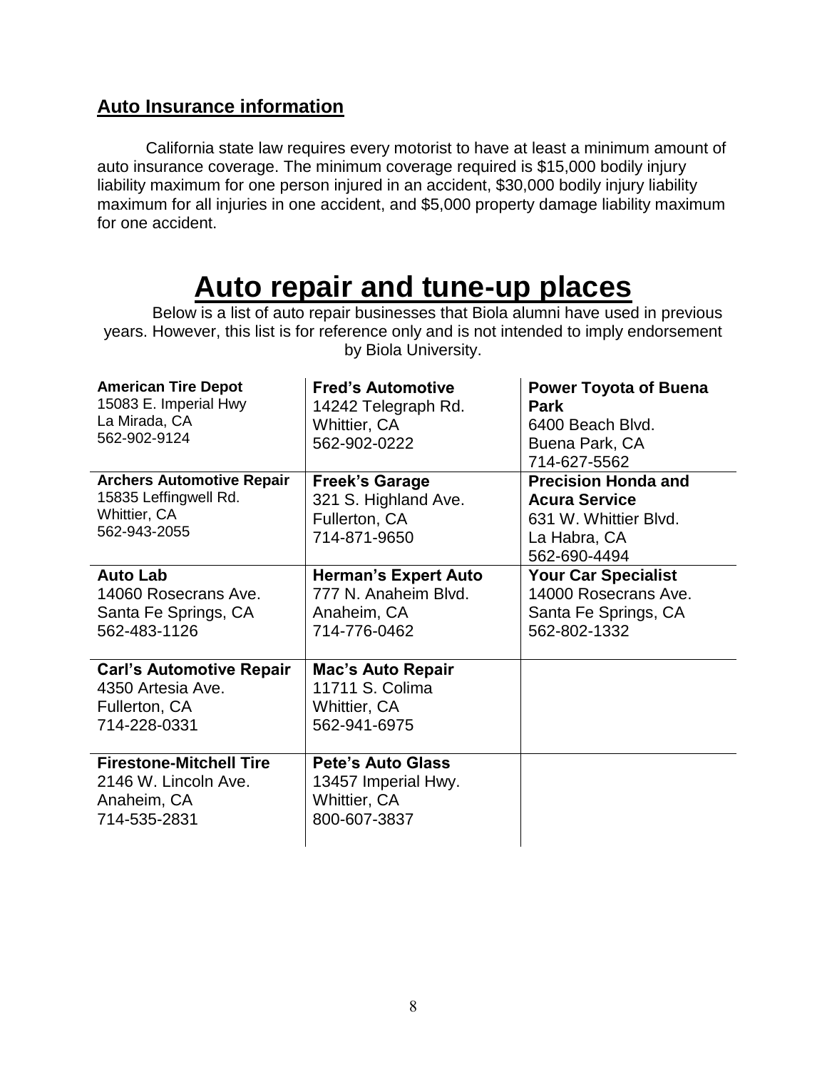## Auto Insurance information

California state law requires every motorist to have at least a minimum amount of auto insurance coverage. The minimum coverage required is $15,000 bodily injury liability maximum for one person injured in an accident, $30,000 bodily injury liability maximum for all injuries in one accident, and $5,000 property damage liability maximum for one accident.

# Auto repair and tune-up places

Below is a list of auto repair businesses that Biola alumni have used in previous years. However, this list is for reference only and is not intended to imply endorsement by Biola University.

| | | |
|---|---|---|
| **American Tire Depot**<br>15083 E. Imperial Hwy<br>La Mirada, CA<br>562-902-9124 | **Fred's Automotive**<br>14242 Telegraph Rd.<br>Whittier, CA<br>562-902-0222 | **Power Toyota of Buena Park**<br>6400 Beach Blvd.<br>Buena Park, CA<br>714-627-5562 |
| **Archers Automotive Repair**<br>15835 Leffingwell Rd.<br>Whittier, CA<br>562-943-2055 | **Freek's Garage**<br>321 S. Highland Ave.<br>Fullerton, CA<br>714-871-9650 | **Precision Honda and Acura Service**<br>631 W. Whittier Blvd.<br>La Habra, CA<br>562-690-4494 |
| **Auto Lab**<br>14060 Rosecrans Ave.<br>Santa Fe Springs, CA<br>562-483-1126 | **Herman's Expert Auto**<br>777 N. Anaheim Blvd.<br>Anaheim, CA<br>714-776-0462 | **Your Car Specialist**<br>14000 Rosecrans Ave.<br>Santa Fe Springs, CA<br>562-802-1332 |
| **Carl's Automotive Repair**<br>4350 Artesia Ave.<br>Fullerton, CA<br>714-228-0331 | **Mac's Auto Repair**<br>11711 S. Colima<br>Whittier, CA<br>562-941-6975 | |
| **Firestone-Mitchell Tire**<br>2146 W. Lincoln Ave.<br>Anaheim, CA<br>714-535-2831 | **Pete's Auto Glass**<br>13457 Imperial Hwy.<br>Whittier, CA<br>800-607-3837 | |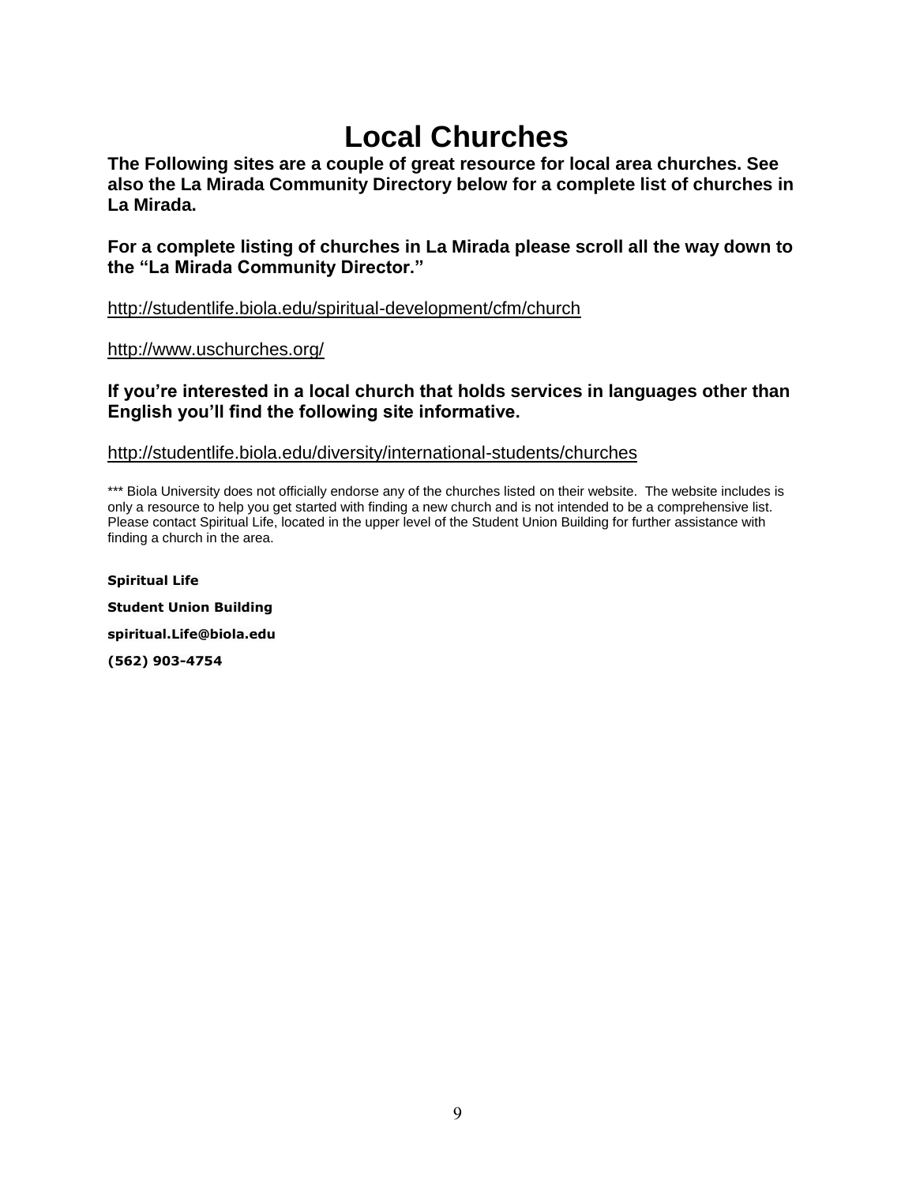# Local Churches

**The Following sites are a couple of great resource for local area churches. See also the La Mirada Community Directory below for a complete list of churches in La Mirada.**

**For a complete listing of churches in La Mirada please scroll all the way down to the "La Mirada Community Director."**

http://studentlife.biola.edu/spiritual-development/cfm/church

http://www.uschurches.org/

**If you're interested in a local church that holds services in languages other than English you'll find the following site informative.**

http://studentlife.biola.edu/diversity/international-students/churches

*** Biola University does not officially endorse any of the churches listed on their website. The website includes is only a resource to help you get started with finding a new church and is not intended to be a comprehensive list. Please contact Spiritual Life, located in the upper level of the Student Union Building for further assistance with finding a church in the area.

**Spiritual Life**

**Student Union Building**

**spiritual.Life@biola.edu**

**(562) 903-4754**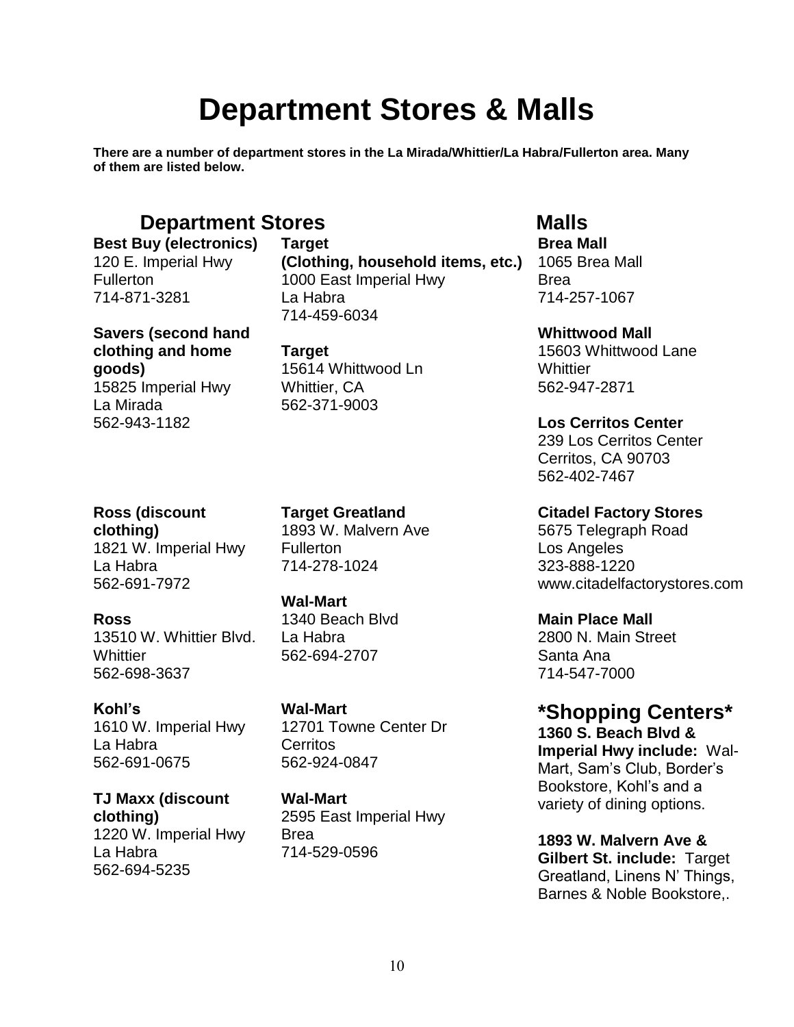# Department Stores & Malls

**There are a number of department stores in the La Mirada/Whittier/La Habra/Fullerton area. Many of them are listed below.**

## Department Stores

**Best Buy (electronics)**
120 E. Imperial Hwy
Fullerton
714-871-3281

**Savers (second hand clothing and home goods)**
15825 Imperial Hwy
La Mirada
562-943-1182

**Ross (discount clothing)**
1821 W. Imperial Hwy
La Habra
562-691-7972

**Ross**
13510 W. Whittier Blvd.
Whittier
562-698-3637

**Kohl's**
1610 W. Imperial Hwy
La Habra
562-691-0675

**TJ Maxx (discount clothing)**
1220 W. Imperial Hwy
La Habra
562-694-5235

**Target**
**(Clothing, household items, etc.)**
1000 East Imperial Hwy
La Habra
714-459-6034

**Target**
15614 Whittwood Ln
Whittier, CA
562-371-9003

**Target Greatland**
1893 W. Malvern Ave
Fullerton
714-278-1024

**Wal-Mart**
1340 Beach Blvd
La Habra
562-694-2707

**Wal-Mart**
12701 Towne Center Dr
Cerritos
562-924-0847

**Wal-Mart**
2595 East Imperial Hwy
Brea
714-529-0596

## Malls

**Brea Mall**
1065 Brea Mall
Brea
714-257-1067

**Whittwood Mall**
15603 Whittwood Lane
Whittier
562-947-2871

**Los Cerritos Center**
239 Los Cerritos Center
Cerritos, CA 90703
562-402-7467

**Citadel Factory Stores**
5675 Telegraph Road
Los Angeles
323-888-1220
www.citadelfactorystores.com

**Main Place Mall**
2800 N. Main Street
Santa Ana
714-547-7000

## *Shopping Centers*

**1360 S. Beach Blvd & Imperial Hwy include:** Wal-Mart, Sam's Club, Border's Bookstore, Kohl's and a variety of dining options.

**1893 W. Malvern Ave & Gilbert St. include:** Target Greatland, Linens N' Things, Barnes & Noble Bookstore,.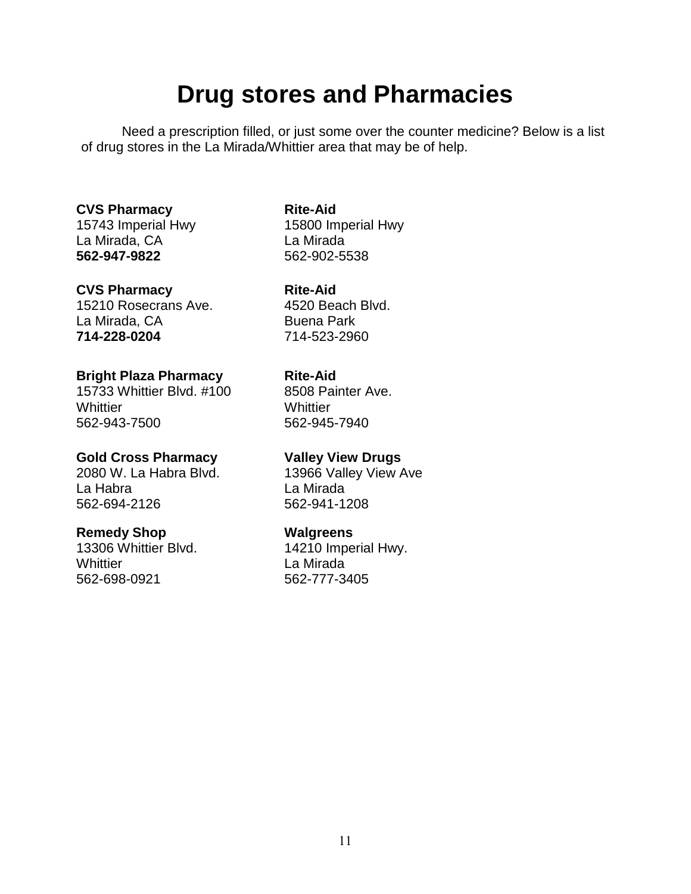# Drug stores and Pharmacies

Need a prescription filled, or just some over the counter medicine? Below is a list of drug stores in the La Mirada/Whittier area that may be of help.

**CVS Pharmacy**
15743 Imperial Hwy
La Mirada, CA
**562-947-9822**

**CVS Pharmacy**
15210 Rosecrans Ave.
La Mirada, CA
**714-228-0204**

**Bright Plaza Pharmacy**
15733 Whittier Blvd. #100
Whittier
562-943-7500

**Gold Cross Pharmacy**
2080 W. La Habra Blvd.
La Habra
562-694-2126

**Remedy Shop**
13306 Whittier Blvd.
Whittier
562-698-0921

**Rite-Aid**
15800 Imperial Hwy
La Mirada
562-902-5538

**Rite-Aid**
4520 Beach Blvd.
Buena Park
714-523-2960

**Rite-Aid**
8508 Painter Ave.
Whittier
562-945-7940

**Valley View Drugs**
13966 Valley View Ave
La Mirada
562-941-1208

**Walgreens**
14210 Imperial Hwy.
La Mirada
562-777-3405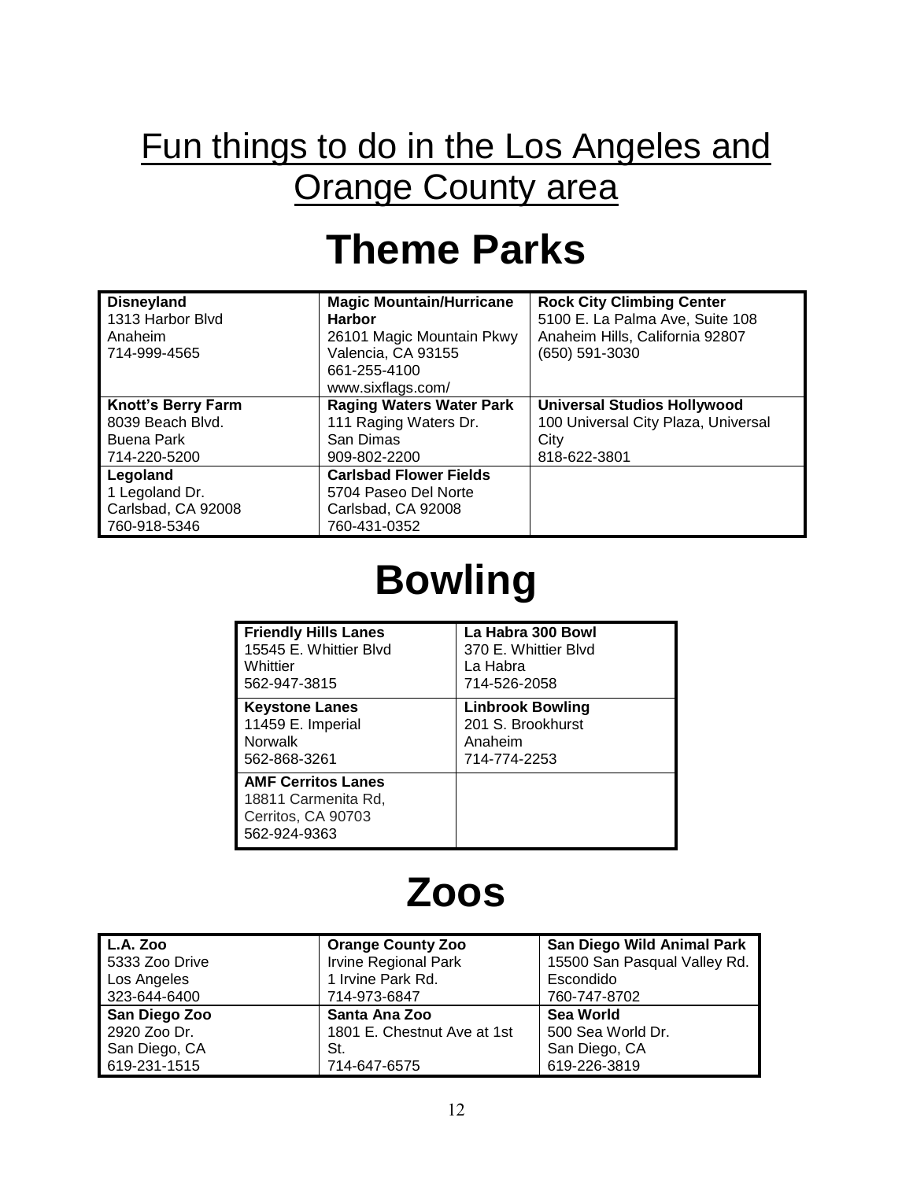# Fun things to do in the Los Angeles and Orange County area

## Theme Parks

| | | |
|---|---|---|
| **Disneyland**<br>1313 Harbor Blvd<br>Anaheim<br>714-999-4565 | **Magic Mountain/Hurricane Harbor**<br>26101 Magic Mountain Pkwy<br>Valencia, CA 93155<br>661-255-4100<br>www.sixflags.com/ | **Rock City Climbing Center**<br>5100 E. La Palma Ave, Suite 108<br>Anaheim Hills, California 92807<br>(650) 591-3030 |
| **Knott's Berry Farm**<br>8039 Beach Blvd.<br>Buena Park<br>714-220-5200 | **Raging Waters Water Park**<br>111 Raging Waters Dr.<br>San Dimas<br>909-802-2200 | **Universal Studios Hollywood**<br>100 Universal City Plaza, Universal City<br>818-622-3801 |
| **Legoland**<br>1 Legoland Dr.<br>Carlsbad, CA 92008<br>760-918-5346 | **Carlsbad Flower Fields**<br>5704 Paseo Del Norte<br>Carlsbad, CA 92008<br>760-431-0352 | |

## Bowling

| | |
|---|---|
| **Friendly Hills Lanes**<br>15545 E. Whittier Blvd<br>Whittier<br>562-947-3815 | **La Habra 300 Bowl**<br>370 E. Whittier Blvd<br>La Habra<br>714-526-2058 |
| **Keystone Lanes**<br>11459 E. Imperial<br>Norwalk<br>562-868-3261 | **Linbrook Bowling**<br>201 S. Brookhurst<br>Anaheim<br>714-774-2253 |
| **AMF Cerritos Lanes**<br>18811 Carmenita Rd,<br>Cerritos, CA 90703<br>562-924-9363 | |

## Zoos

| | | |
|---|---|---|
| **L.A. Zoo**<br>5333 Zoo Drive<br>Los Angeles<br>323-644-6400 | **Orange County Zoo**<br>Irvine Regional Park<br>1 Irvine Park Rd.<br>714-973-6847 | **San Diego Wild Animal Park**<br>15500 San Pasqual Valley Rd.<br>Escondido<br>760-747-8702 |
| **San Diego Zoo**<br>2920 Zoo Dr.<br>San Diego, CA<br>619-231-1515 | **Santa Ana Zoo**<br>1801 E. Chestnut Ave at 1st St.<br>714-647-6575 | **Sea World**<br>500 Sea World Dr.<br>San Diego, CA<br>619-226-3819 |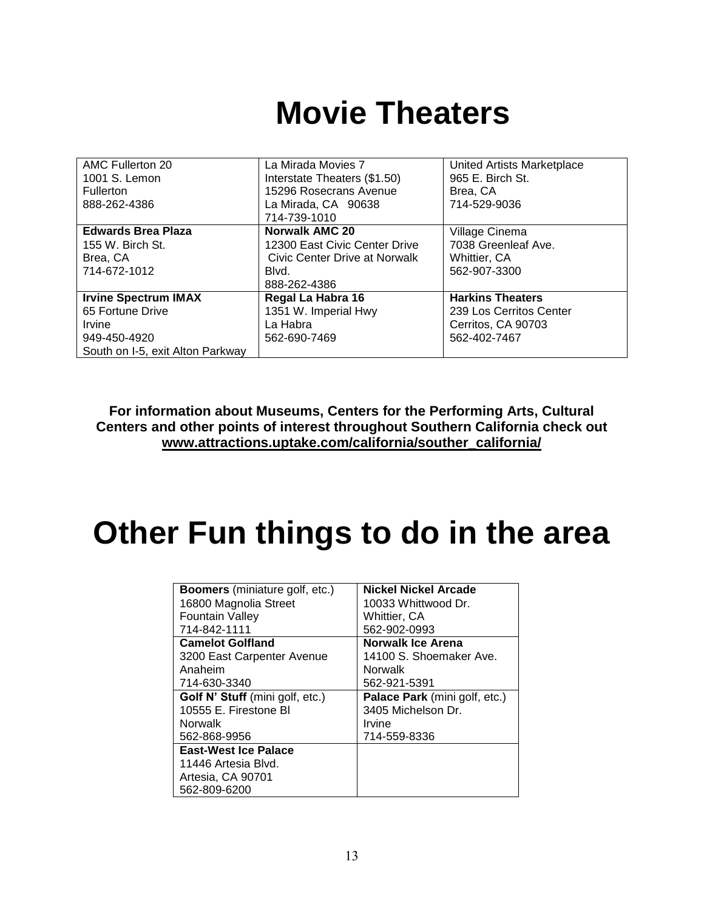# Movie Theaters

| | | |
|---|---|---|
| AMC Fullerton 20<br>1001 S. Lemon<br>Fullerton<br>888-262-4386 | La Mirada Movies 7<br>Interstate Theaters ($1.50)<br>15296 Rosecrans Avenue<br>La Mirada, CA 90638<br>714-739-1010 | United Artists Marketplace<br>965 E. Birch St.<br>Brea, CA<br>714-529-9036 |
| **Edwards Brea Plaza**<br>155 W. Birch St.<br>Brea, CA<br>714-672-1012 | **Norwalk AMC 20**<br>12300 East Civic Center Drive<br>Civic Center Drive at Norwalk Blvd.<br>888-262-4386 | Village Cinema<br>7038 Greenleaf Ave.<br>Whittier, CA<br>562-907-3300 |
| **Irvine Spectrum IMAX**<br>65 Fortune Drive<br>Irvine<br>949-450-4920<br>South on I-5, exit Alton Parkway | **Regal La Habra 16**<br>1351 W. Imperial Hwy<br>La Habra<br>562-690-7469 | **Harkins Theaters**<br>239 Los Cerritos Center<br>Cerritos, CA 90703<br>562-402-7467 |

**For information about Museums, Centers for the Performing Arts, Cultural Centers and other points of interest throughout Southern California check out [www.attractions.uptake.com/california/souther_california/](www.attractions.uptake.com/california/souther_california/)**

# Other Fun things to do in the area

| | |
|---|---|
| **Boomers** (miniature golf, etc.)<br>16800 Magnolia Street<br>Fountain Valley<br>714-842-1111 | **Nickel Nickel Arcade**<br>10033 Whittwood Dr.<br>Whittier, CA<br>562-902-0993 |
| **Camelot Golfland**<br>3200 East Carpenter Avenue<br>Anaheim<br>714-630-3340 | **Norwalk Ice Arena**<br>14100 S. Shoemaker Ave.<br>Norwalk<br>562-921-5391 |
| **Golf N' Stuff** (mini golf, etc.)<br>10555 E. Firestone Bl<br>Norwalk<br>562-868-9956 | **Palace Park** (mini golf, etc.)<br>3405 Michelson Dr.<br>Irvine<br>714-559-8336 |
| **East-West Ice Palace**<br>11446 Artesia Blvd.<br>Artesia, CA 90701<br>562-809-6200 | |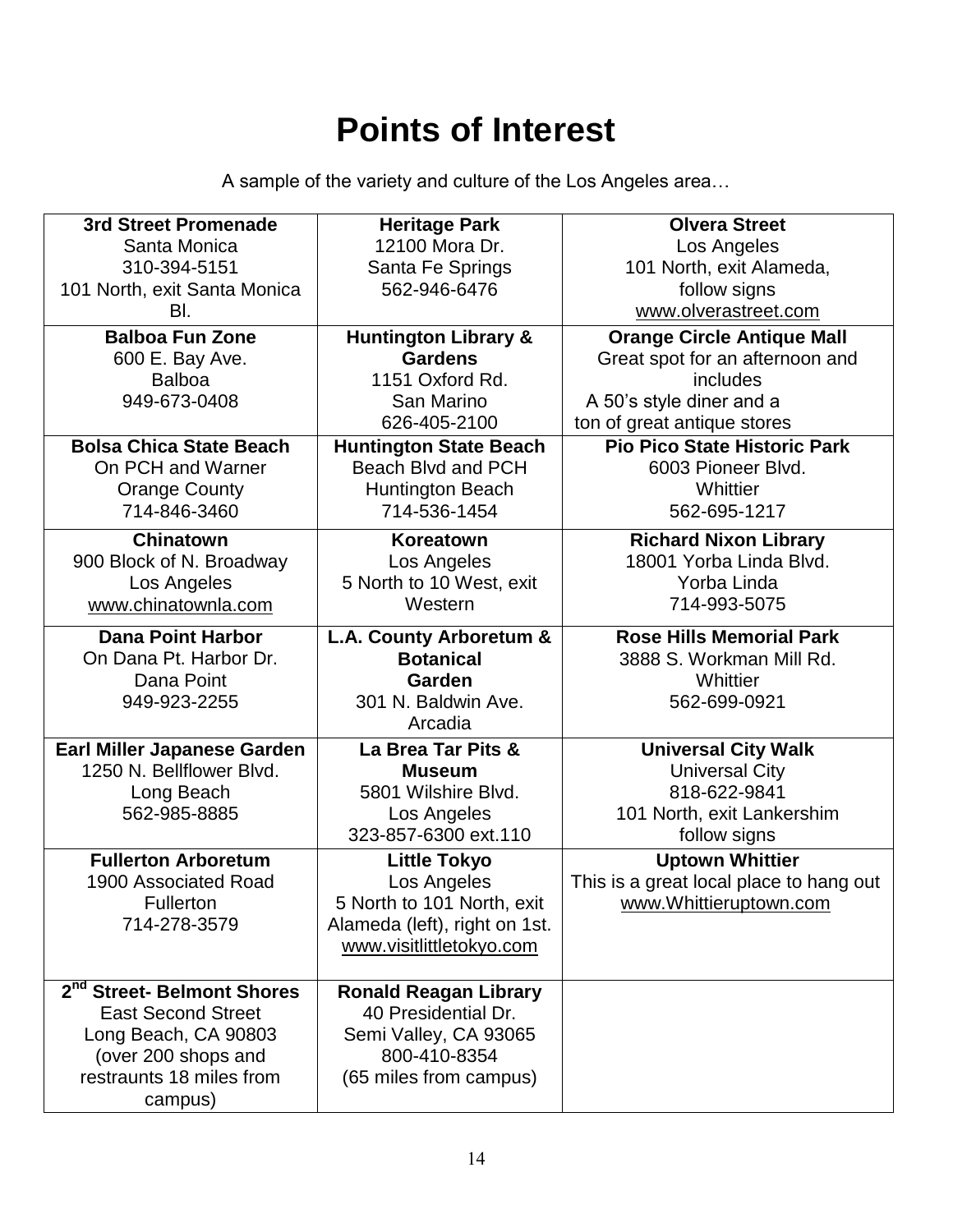# Points of Interest

A sample of the variety and culture of the Los Angeles area…

| | | |
|---|---|---|
| **3rd Street Promenade**<br>Santa Monica<br>310-394-5151<br>101 North, exit Santa Monica Bl. | **Heritage Park**<br>12100 Mora Dr.<br>Santa Fe Springs<br>562-946-6476 | **Olvera Street**<br>Los Angeles<br>101 North, exit Alameda, follow signs<br>www.olverastreet.com |
| **Balboa Fun Zone**<br>600 E. Bay Ave.<br>Balboa<br>949-673-0408 | **Huntington Library & Gardens**<br>1151 Oxford Rd.<br>San Marino<br>626-405-2100 | **Orange Circle Antique Mall**<br>Great spot for an afternoon and includes<br>A 50's style diner and a ton of great antique stores |
| **Bolsa Chica State Beach**<br>On PCH and Warner<br>Orange County<br>714-846-3460 | **Huntington State Beach**<br>Beach Blvd and PCH<br>Huntington Beach<br>714-536-1454 | **Pio Pico State Historic Park**<br>6003 Pioneer Blvd.<br>Whittier<br>562-695-1217 |
| **Chinatown**<br>900 Block of N. Broadway<br>Los Angeles<br>www.chinatownla.com | **Koreatown**<br>Los Angeles<br>5 North to 10 West, exit Western | **Richard Nixon Library**<br>18001 Yorba Linda Blvd.<br>Yorba Linda<br>714-993-5075 |
| **Dana Point Harbor**<br>On Dana Pt. Harbor Dr.<br>Dana Point<br>949-923-2255 | **L.A. County Arboretum & Botanical Garden**<br>301 N. Baldwin Ave.<br>Arcadia | **Rose Hills Memorial Park**<br>3888 S. Workman Mill Rd.<br>Whittier<br>562-699-0921 |
| **Earl Miller Japanese Garden**<br>1250 N. Bellflower Blvd.<br>Long Beach<br>562-985-8885 | **La Brea Tar Pits & Museum**<br>5801 Wilshire Blvd.<br>Los Angeles<br>323-857-6300 ext.110 | **Universal City Walk**<br>Universal City<br>818-622-9841<br>101 North, exit Lankershim follow signs |
| **Fullerton Arboretum**<br>1900 Associated Road<br>Fullerton<br>714-278-3579 | **Little Tokyo**<br>Los Angeles<br>5 North to 101 North, exit Alameda (left), right on 1st.<br>www.visitlittletokyo.com | **Uptown Whittier**<br>This is a great local place to hang out<br>www.Whittieruptown.com |
| **2nd Street- Belmont Shores**<br>East Second Street<br>Long Beach, CA 90803<br>(over 200 shops and restraunts 18 miles from campus) | **Ronald Reagan Library**<br>40 Presidential Dr.<br>Semi Valley, CA 93065<br>800-410-8354<br>(65 miles from campus) | |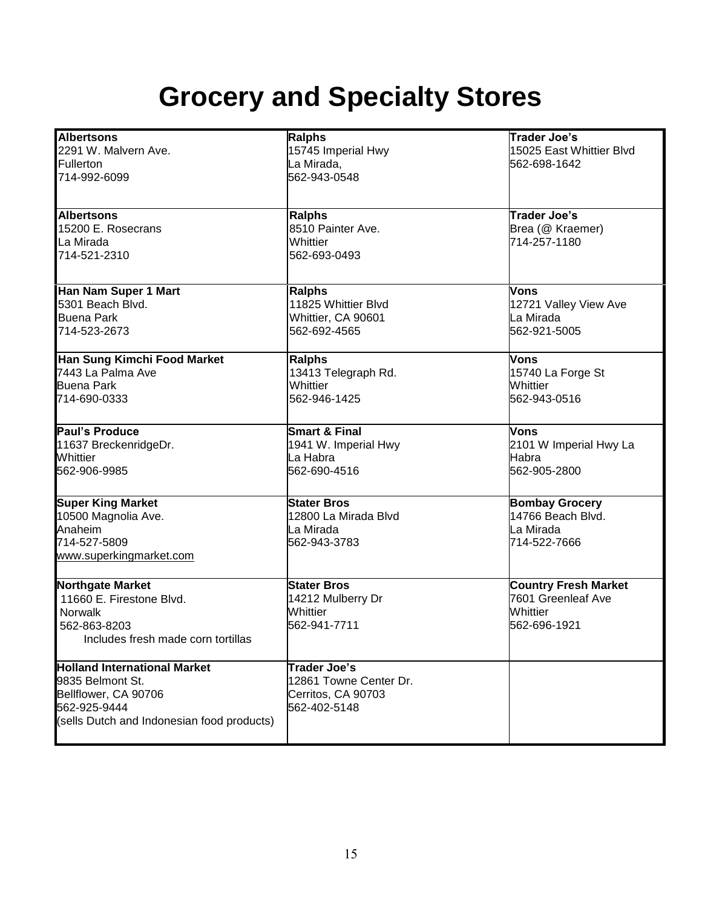# Grocery and Specialty Stores

| | | |
|---|---|---|
| **Albertsons**<br>2291 W. Malvern Ave.<br>Fullerton<br>714-992-6099 | **Ralphs**<br>15745 Imperial Hwy<br>La Mirada,<br>562-943-0548 | **Trader Joe's**<br>15025 East Whittier Blvd<br>562-698-1642 |
| **Albertsons**<br>15200 E. Rosecrans<br>La Mirada<br>714-521-2310 | **Ralphs**<br>8510 Painter Ave.<br>Whittier<br>562-693-0493 | **Trader Joe's**<br>Brea (@ Kraemer)<br>714-257-1180 |
| **Han Nam Super 1 Mart**<br>5301 Beach Blvd.<br>Buena Park<br>714-523-2673 | **Ralphs**<br>11825 Whittier Blvd<br>Whittier, CA 90601<br>562-692-4565 | **Vons**<br>12721 Valley View Ave<br>La Mirada<br>562-921-5005 |
| **Han Sung Kimchi Food Market**<br>7443 La Palma Ave<br>Buena Park<br>714-690-0333 | **Ralphs**<br>13413 Telegraph Rd.<br>Whittier<br>562-946-1425 | **Vons**<br>15740 La Forge St<br>Whittier<br>562-943-0516 |
| **Paul's Produce**<br>11637 BreckenridgeDr.<br>Whittier<br>562-906-9985 | **Smart & Final**<br>1941 W. Imperial Hwy<br>La Habra<br>562-690-4516 | **Vons**<br>2101 W Imperial Hwy La Habra<br>562-905-2800 |
| **Super King Market**<br>10500 Magnolia Ave.<br>Anaheim<br>714-527-5809<br>www.superkingmarket.com | **Stater Bros**<br>12800 La Mirada Blvd<br>La Mirada<br>562-943-3783 | **Bombay Grocery**<br>14766 Beach Blvd.<br>La Mirada<br>714-522-7666 |
| **Northgate Market**<br>11660 E. Firestone Blvd.<br>Norwalk<br>562-863-8203<br>Includes fresh made corn tortillas | **Stater Bros**<br>14212 Mulberry Dr<br>Whittier<br>562-941-7711 | **Country Fresh Market**<br>7601 Greenleaf Ave<br>Whittier<br>562-696-1921 |
| **Holland International Market**<br>9835 Belmont St.<br>Bellflower, CA 90706<br>562-925-9444<br>(sells Dutch and Indonesian food products) | **Trader Joe's**<br>12861 Towne Center Dr.<br>Cerritos, CA 90703<br>562-402-5148 | |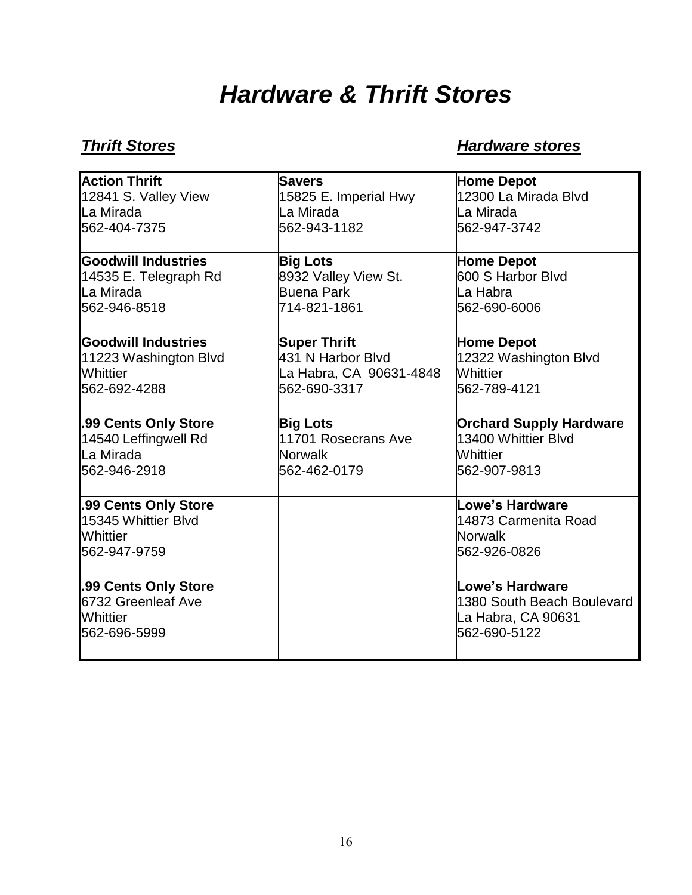# *Hardware & Thrift Stores*

***Thrift Stores*** ***Hardware stores***

| Thrift Stores | Thrift Stores | Hardware stores |
|---|---|---|
| **Action Thrift**<br>12841 S. Valley View<br>La Mirada<br>562-404-7375 | **Savers**<br>15825 E. Imperial Hwy<br>La Mirada<br>562-943-1182 | **Home Depot**<br>12300 La Mirada Blvd<br>La Mirada<br>562-947-3742 |
| **Goodwill Industries**<br>14535 E. Telegraph Rd<br>La Mirada<br>562-946-8518 | **Big Lots**<br>8932 Valley View St.<br>Buena Park<br>714-821-1861 | **Home Depot**<br>600 S Harbor Blvd<br>La Habra<br>562-690-6006 |
| **Goodwill Industries**<br>11223 Washington Blvd<br>Whittier<br>562-692-4288 | **Super Thrift**<br>431 N Harbor Blvd<br>La Habra, CA 90631-4848<br>562-690-3317 | **Home Depot**<br>12322 Washington Blvd<br>Whittier<br>562-789-4121 |
| **.99 Cents Only Store**<br>14540 Leffingwell Rd<br>La Mirada<br>562-946-2918 | **Big Lots**<br>11701 Rosecrans Ave<br>Norwalk<br>562-462-0179 | **Orchard Supply Hardware**<br>13400 Whittier Blvd<br>Whittier<br>562-907-9813 |
| **.99 Cents Only Store**<br>15345 Whittier Blvd<br>Whittier<br>562-947-9759 | | **Lowe's Hardware**<br>14873 Carmenita Road<br>Norwalk<br>562-926-0826 |
| **.99 Cents Only Store**<br>6732 Greenleaf Ave<br>Whittier<br>562-696-5999 | | **Lowe's Hardware**<br>1380 South Beach Boulevard<br>La Habra, CA 90631<br>562-690-5122 |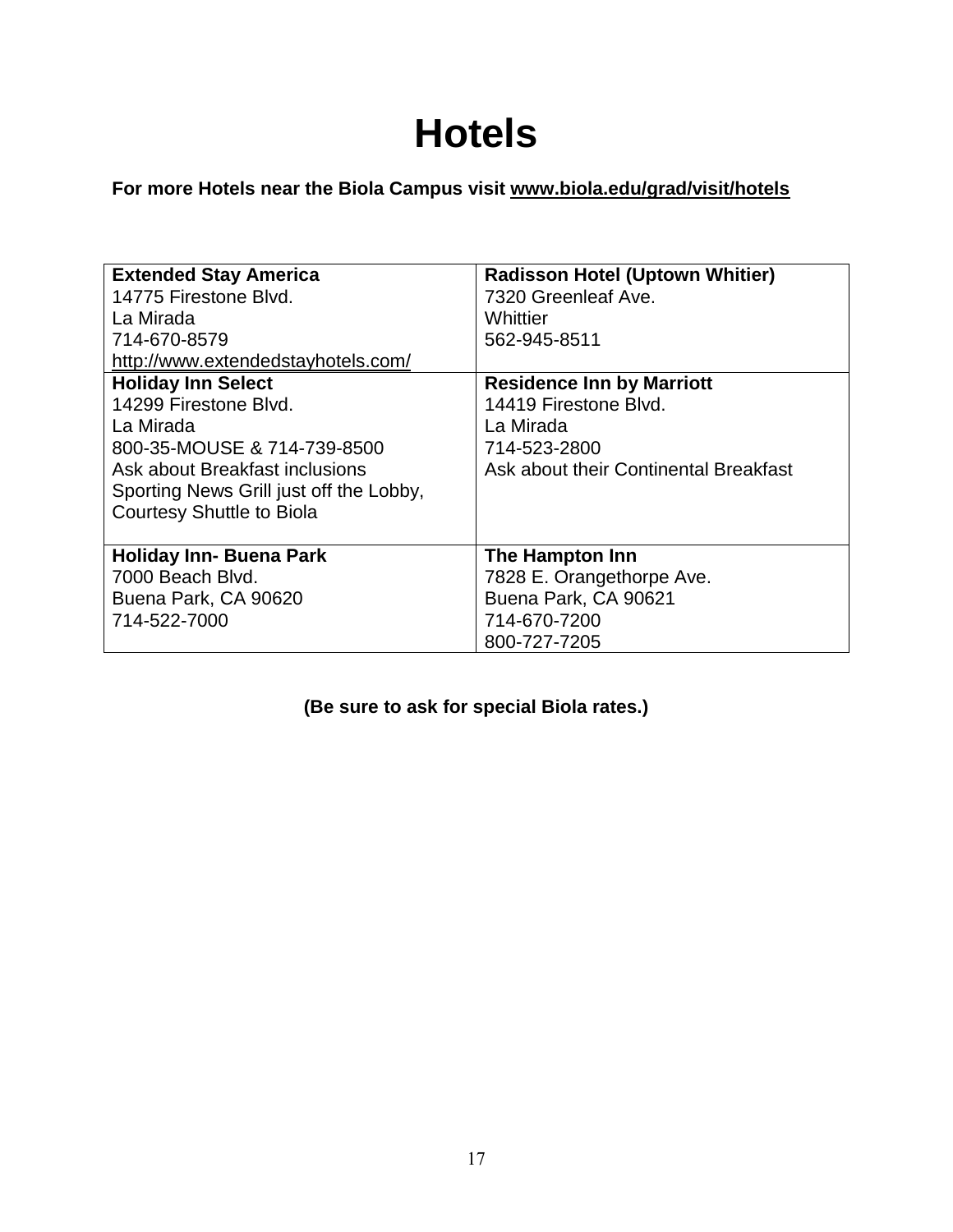# Hotels

**For more Hotels near the Biola Campus visit [www.biola.edu/grad/visit/hotels](www.biola.edu/grad/visit/hotels)**

| | |
|---|---|
| **Extended Stay America**<br>14775 Firestone Blvd.<br>La Mirada<br>714-670-8579<br>http://www.extendedstayhotels.com/ | **Radisson Hotel (Uptown Whitier)**<br>7320 Greenleaf Ave.<br>Whittier<br>562-945-8511 |
| **Holiday Inn Select**<br>14299 Firestone Blvd.<br>La Mirada<br>800-35-MOUSE & 714-739-8500<br>Ask about Breakfast inclusions<br>Sporting News Grill just off the Lobby,<br>Courtesy Shuttle to Biola | **Residence Inn by Marriott**<br>14419 Firestone Blvd.<br>La Mirada<br>714-523-2800<br>Ask about their Continental Breakfast |
| **Holiday Inn- Buena Park**<br>7000 Beach Blvd.<br>Buena Park, CA 90620<br>714-522-7000 | **The Hampton Inn**<br>7828 E. Orangethorpe Ave.<br>Buena Park, CA 90621<br>714-670-7200<br>800-727-7205 |

**(Be sure to ask for special Biola rates.)**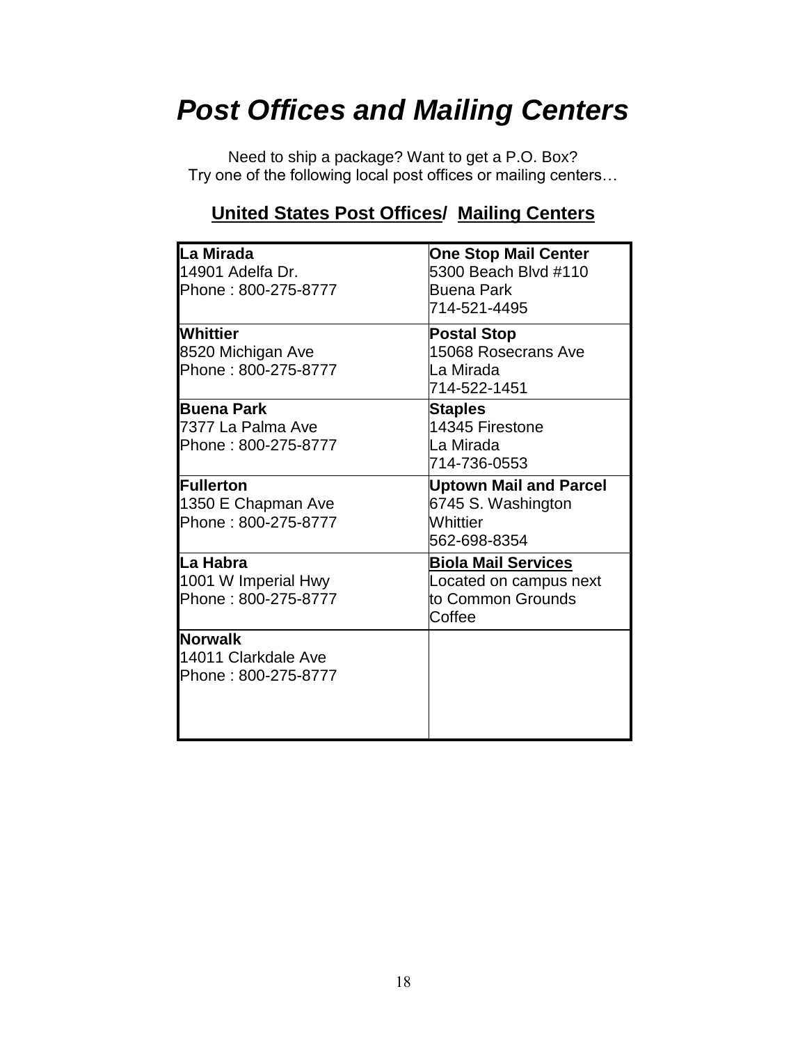# *Post Offices and Mailing Centers*

Need to ship a package? Want to get a P.O. Box?
Try one of the following local post offices or mailing centers…

## <u>United States Post Offices</u>/ <u>Mailing Centers</u>

| United States Post Offices | Mailing Centers |
|---|---|
| **La Mirada**<br>14901 Adelfa Dr.<br>Phone : 800-275-8777 | **One Stop Mail Center**<br>5300 Beach Blvd #110<br>Buena Park<br>714-521-4495 |
| **Whittier**<br>8520 Michigan Ave<br>Phone : 800-275-8777 | **Postal Stop**<br>15068 Rosecrans Ave<br>La Mirada<br>714-522-1451 |
| **Buena Park**<br>7377 La Palma Ave<br>Phone : 800-275-8777 | **Staples**<br>14345 Firestone<br>La Mirada<br>714-736-0553 |
| **Fullerton**<br>1350 E Chapman Ave<br>Phone : 800-275-8777 | **Uptown Mail and Parcel**<br>6745 S. Washington<br>Whittier<br>562-698-8354 |
| **La Habra**<br>1001 W Imperial Hwy<br>Phone : 800-275-8777 | **<u>Biola Mail Services</u>**<br>Located on campus next to Common Grounds Coffee |
| **Norwalk**<br>14011 Clarkdale Ave<br>Phone : 800-275-8777 | |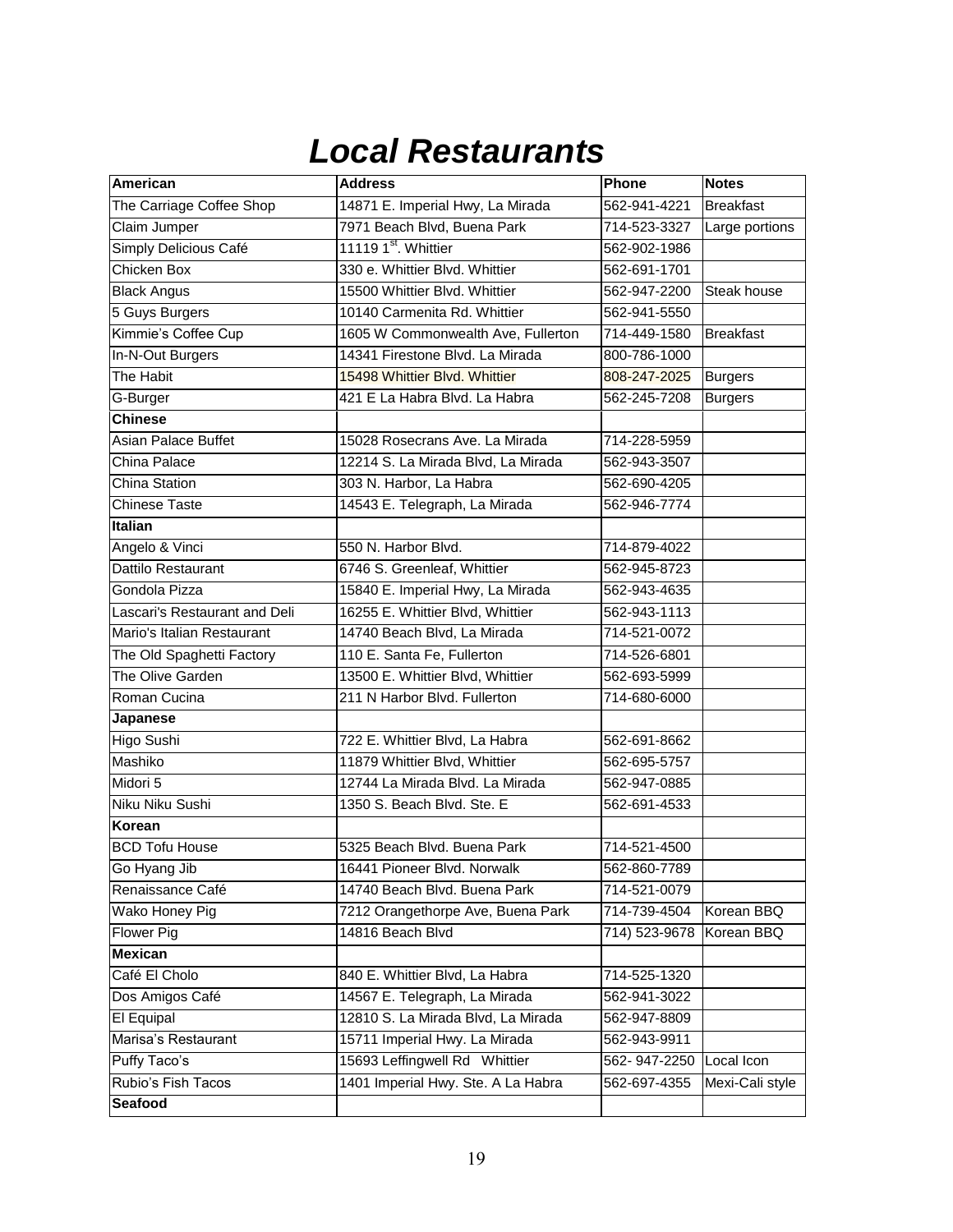# *Local Restaurants*

| American | Address | Phone | Notes |
|---|---|---|---|
| The Carriage Coffee Shop | 14871 E. Imperial Hwy, La Mirada | 562-941-4221 | Breakfast |
| Claim Jumper | 7971 Beach Blvd, Buena Park | 714-523-3327 | Large portions |
| Simply Delicious Café | 11119 1st. Whittier | 562-902-1986 | |
| Chicken Box | 330 e. Whittier Blvd. Whittier | 562-691-1701 | |
| Black Angus | 15500 Whittier Blvd. Whittier | 562-947-2200 | Steak house |
| 5 Guys Burgers | 10140 Carmenita Rd. Whittier | 562-941-5550 | |
| Kimmie's Coffee Cup | 1605 W Commonwealth Ave, Fullerton | 714-449-1580 | Breakfast |
| In-N-Out Burgers | 14341 Firestone Blvd. La Mirada | 800-786-1000 | |
| The Habit | 15498 Whittier Blvd. Whittier | 808-247-2025 | Burgers |
| G-Burger | 421 E La Habra Blvd. La Habra | 562-245-7208 | Burgers |
| **Chinese** | | | |
| Asian Palace Buffet | 15028 Rosecrans Ave. La Mirada | 714-228-5959 | |
| China Palace | 12214 S. La Mirada Blvd, La Mirada | 562-943-3507 | |
| China Station | 303 N. Harbor, La Habra | 562-690-4205 | |
| Chinese Taste | 14543 E. Telegraph, La Mirada | 562-946-7774 | |
| **Italian** | | | |
| Angelo & Vinci | 550 N. Harbor Blvd. | 714-879-4022 | |
| Dattilo Restaurant | 6746 S. Greenleaf, Whittier | 562-945-8723 | |
| Gondola Pizza | 15840 E. Imperial Hwy, La Mirada | 562-943-4635 | |
| Lascari's Restaurant and Deli | 16255 E. Whittier Blvd, Whittier | 562-943-1113 | |
| Mario's Italian Restaurant | 14740 Beach Blvd, La Mirada | 714-521-0072 | |
| The Old Spaghetti Factory | 110 E. Santa Fe, Fullerton | 714-526-6801 | |
| The Olive Garden | 13500 E. Whittier Blvd, Whittier | 562-693-5999 | |
| Roman Cucina | 211 N Harbor Blvd. Fullerton | 714-680-6000 | |
| **Japanese** | | | |
| Higo Sushi | 722 E. Whittier Blvd, La Habra | 562-691-8662 | |
| Mashiko | 11879 Whittier Blvd, Whittier | 562-695-5757 | |
| Midori 5 | 12744 La Mirada Blvd. La Mirada | 562-947-0885 | |
| Niku Niku Sushi | 1350 S. Beach Blvd. Ste. E | 562-691-4533 | |
| **Korean** | | | |
| BCD Tofu House | 5325 Beach Blvd. Buena Park | 714-521-4500 | |
| Go Hyang Jib | 16441 Pioneer Blvd. Norwalk | 562-860-7789 | |
| Renaissance Café | 14740 Beach Blvd. Buena Park | 714-521-0079 | |
| Wako Honey Pig | 7212 Orangethorpe Ave, Buena Park | 714-739-4504 | Korean BBQ |
| Flower Pig | 14816 Beach Blvd | 714) 523-9678 | Korean BBQ |
| **Mexican** | | | |
| Café El Cholo | 840 E. Whittier Blvd, La Habra | 714-525-1320 | |
| Dos Amigos Café | 14567 E. Telegraph, La Mirada | 562-941-3022 | |
| El Equipal | 12810 S. La Mirada Blvd, La Mirada | 562-947-8809 | |
| Marisa's Restaurant | 15711 Imperial Hwy. La Mirada | 562-943-9911 | |
| Puffy Taco's | 15693 Leffingwell Rd Whittier | 562- 947-2250 | Local Icon |
| Rubio's Fish Tacos | 1401 Imperial Hwy. Ste. A La Habra | 562-697-4355 | Mexi-Cali style |
| **Seafood** | | | |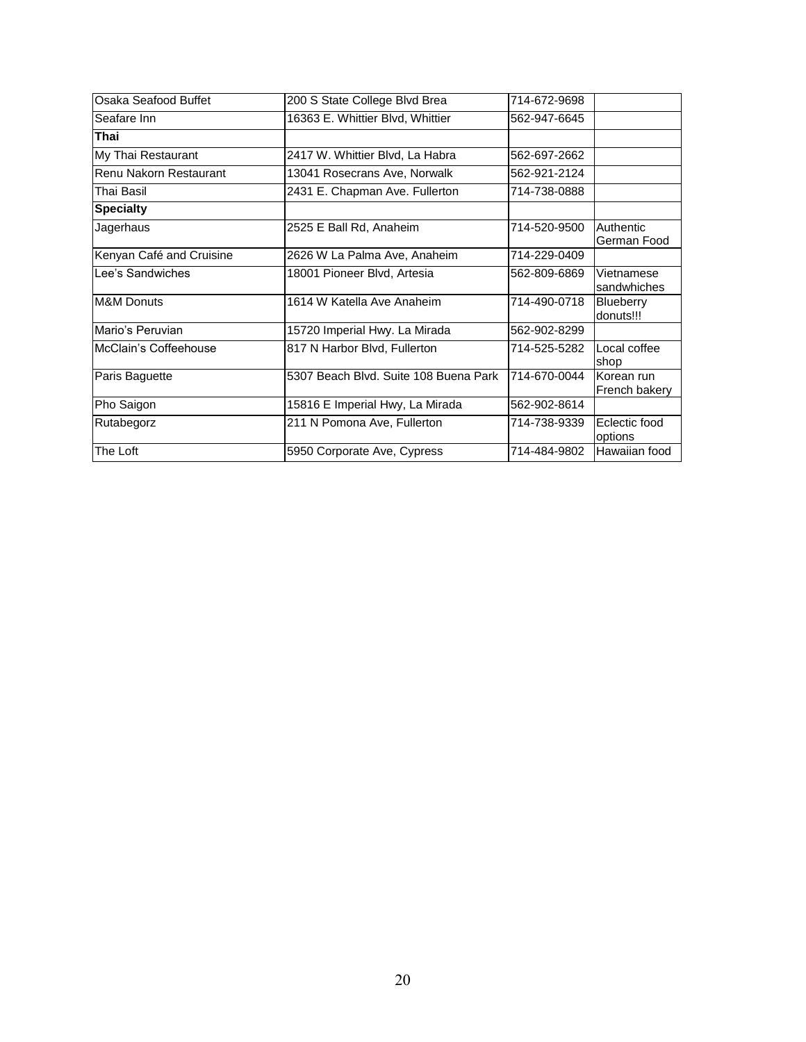| Osaka Seafood Buffet | 200 S State College Blvd Brea | 714-672-9698 | |
|---|---|---|---|
| Seafare Inn | 16363 E. Whittier Blvd, Whittier | 562-947-6645 | |
| **Thai** | | | |
| My Thai Restaurant | 2417 W. Whittier Blvd, La Habra | 562-697-2662 | |
| Renu Nakorn Restaurant | 13041 Rosecrans Ave, Norwalk | 562-921-2124 | |
| Thai Basil | 2431 E. Chapman Ave. Fullerton | 714-738-0888 | |
| **Specialty** | | | |
| Jagerhaus | 2525 E Ball Rd, Anaheim | 714-520-9500 | Authentic German Food |
| Kenyan Café and Cruisine | 2626 W La Palma Ave, Anaheim | 714-229-0409 | |
| Lee's Sandwiches | 18001 Pioneer Blvd, Artesia | 562-809-6869 | Vietnamese sandwhiches |
| M&M Donuts | 1614 W Katella Ave Anaheim | 714-490-0718 | Blueberry donuts!!! |
| Mario's Peruvian | 15720 Imperial Hwy. La Mirada | 562-902-8299 | |
| McClain's Coffeehouse | 817 N Harbor Blvd, Fullerton | 714-525-5282 | Local coffee shop |
| Paris Baguette | 5307 Beach Blvd. Suite 108 Buena Park | 714-670-0044 | Korean run French bakery |
| Pho Saigon | 15816 E Imperial Hwy, La Mirada | 562-902-8614 | |
| Rutabegorz | 211 N Pomona Ave, Fullerton | 714-738-9339 | Eclectic food options |
| The Loft | 5950 Corporate Ave, Cypress | 714-484-9802 | Hawaiian food |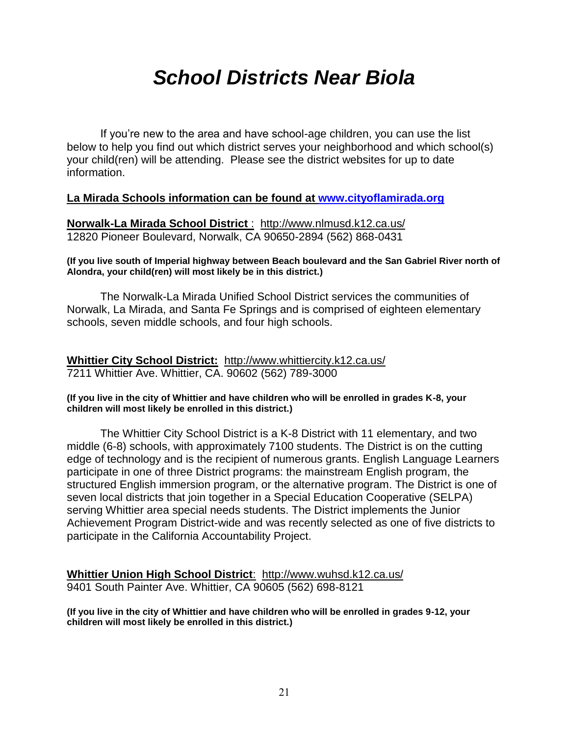# *School Districts Near Biola*

If you're new to the area and have school-age children, you can use the list below to help you find out which district serves your neighborhood and which school(s) your child(ren) will be attending. Please see the district websites for up to date information.

**La Mirada Schools information can be found at [www.cityoflamirada.org](http://www.cityoflamirada.org)**

**Norwalk-La Mirada School District** : http://www.nlmusd.k12.ca.us/
12820 Pioneer Boulevard, Norwalk, CA 90650-2894 (562) 868-0431

**(If you live south of Imperial highway between Beach boulevard and the San Gabriel River north of Alondra, your child(ren) will most likely be in this district.)**

The Norwalk-La Mirada Unified School District services the communities of Norwalk, La Mirada, and Santa Fe Springs and is comprised of eighteen elementary schools, seven middle schools, and four high schools.

**Whittier City School District:** http://www.whittiercity.k12.ca.us/
7211 Whittier Ave. Whittier, CA. 90602 (562) 789-3000

**(If you live in the city of Whittier and have children who will be enrolled in grades K-8, your children will most likely be enrolled in this district.)**

The Whittier City School District is a K-8 District with 11 elementary, and two middle (6-8) schools, with approximately 7100 students. The District is on the cutting edge of technology and is the recipient of numerous grants. English Language Learners participate in one of three District programs: the mainstream English program, the structured English immersion program, or the alternative program. The District is one of seven local districts that join together in a Special Education Cooperative (SELPA) serving Whittier area special needs students. The District implements the Junior Achievement Program District-wide and was recently selected as one of five districts to participate in the California Accountability Project.

**Whittier Union High School District**: http://www.wuhsd.k12.ca.us/
9401 South Painter Ave. Whittier, CA 90605 (562) 698-8121

**(If you live in the city of Whittier and have children who will be enrolled in grades 9-12, your children will most likely be enrolled in this district.)**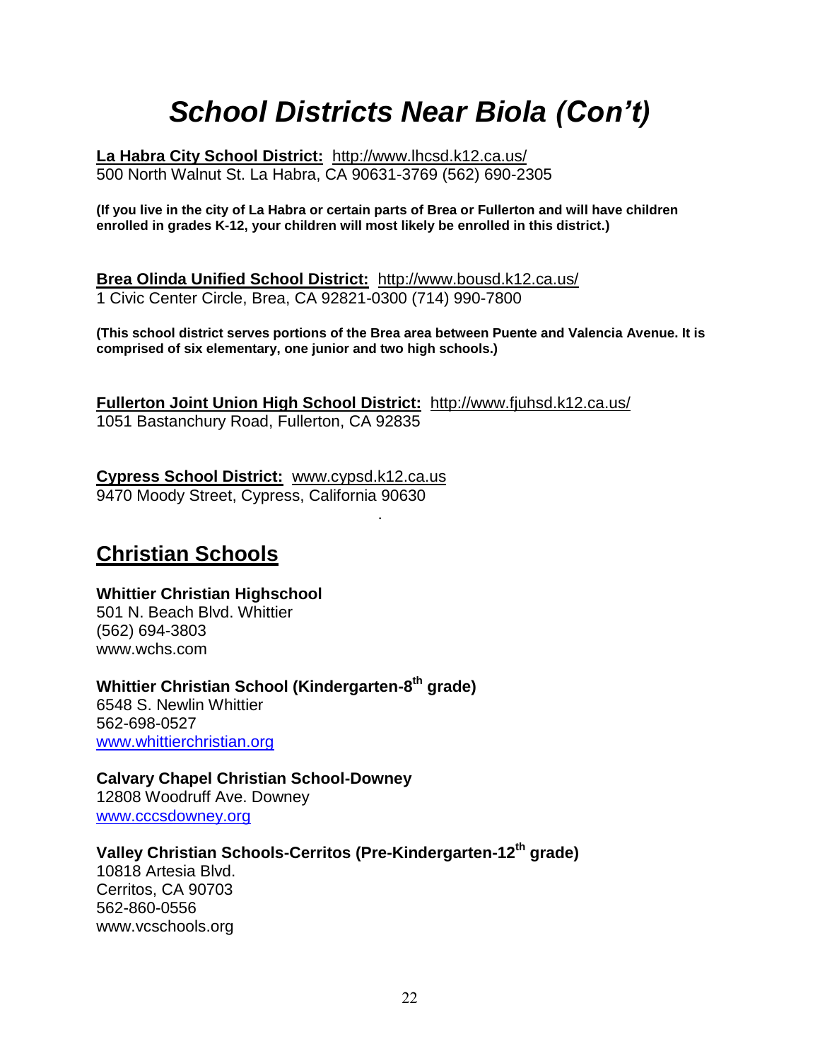# *School Districts Near Biola (Con't)*

**La Habra City School District:** http://www.lhcsd.k12.ca.us/
500 North Walnut St. La Habra, CA 90631-3769 (562) 690-2305

**(If you live in the city of La Habra or certain parts of Brea or Fullerton and will have children enrolled in grades K-12, your children will most likely be enrolled in this district.)**

**Brea Olinda Unified School District:** http://www.bousd.k12.ca.us/
1 Civic Center Circle, Brea, CA 92821-0300 (714) 990-7800

**(This school district serves portions of the Brea area between Puente and Valencia Avenue. It is comprised of six elementary, one junior and two high schools.)**

**Fullerton Joint Union High School District:** http://www.fjuhsd.k12.ca.us/
1051 Bastanchury Road, Fullerton, CA 92835

**Cypress School District:** www.cypsd.k12.ca.us
9470 Moody Street, Cypress, California 90630

## Christian Schools

**Whittier Christian Highschool**
501 N. Beach Blvd. Whittier
(562) 694-3803
www.wchs.com

**Whittier Christian School (Kindergarten-8th grade)**
6548 S. Newlin Whittier
562-698-0527
www.whittierchristian.org

**Calvary Chapel Christian School-Downey**
12808 Woodruff Ave. Downey
www.cccsdowney.org

**Valley Christian Schools-Cerritos (Pre-Kindergarten-12th grade)**
10818 Artesia Blvd.
Cerritos, CA 90703
562-860-0556
www.vcschools.org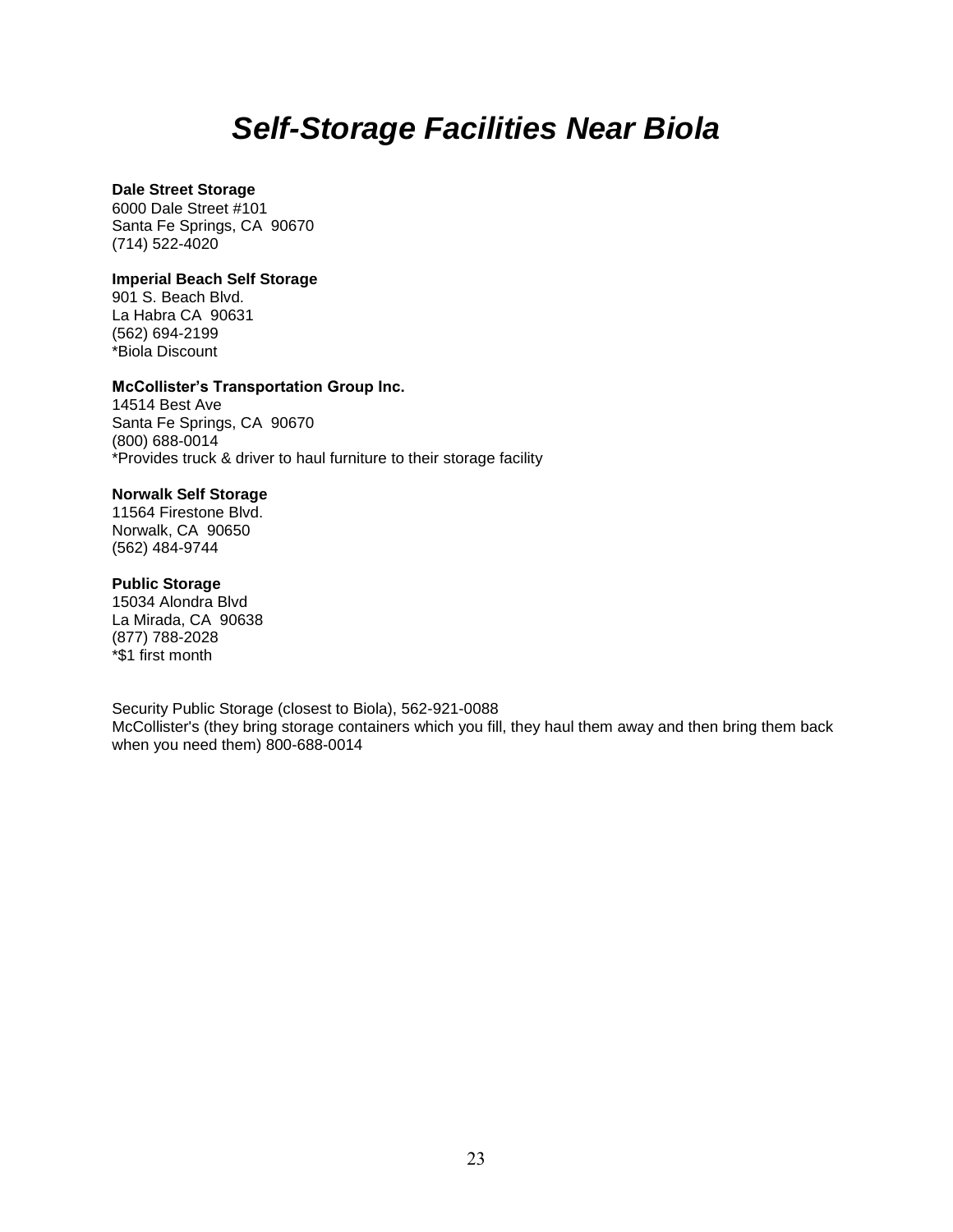# ***Self-Storage Facilities Near Biola***

**Dale Street Storage**
6000 Dale Street #101
Santa Fe Springs, CA 90670
(714) 522-4020

**Imperial Beach Self Storage**
901 S. Beach Blvd.
La Habra CA 90631
(562) 694-2199
*Biola Discount

**McCollister's Transportation Group Inc.**
14514 Best Ave
Santa Fe Springs, CA 90670
(800) 688-0014
*Provides truck & driver to haul furniture to their storage facility

**Norwalk Self Storage**
11564 Firestone Blvd.
Norwalk, CA 90650
(562) 484-9744

**Public Storage**
15034 Alondra Blvd
La Mirada, CA 90638
(877) 788-2028
*$1 first month

Security Public Storage (closest to Biola), 562-921-0088
McCollister's (they bring storage containers which you fill, they haul them away and then bring them back when you need them) 800-688-0014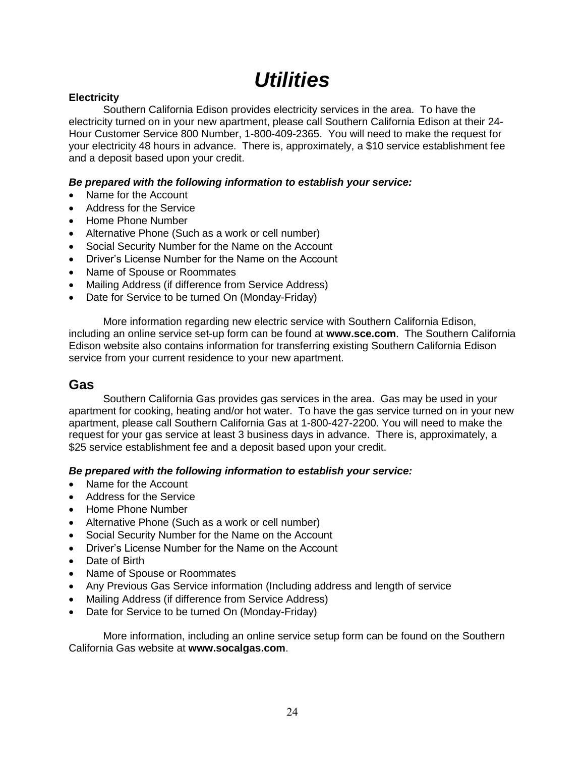# *Utilities*

**Electricity**

Southern California Edison provides electricity services in the area. To have the electricity turned on in your new apartment, please call Southern California Edison at their 24-Hour Customer Service 800 Number, 1-800-409-2365. You will need to make the request for your electricity 48 hours in advance. There is, approximately, a $10 service establishment fee and a deposit based upon your credit.

***Be prepared with the following information to establish your service:***

- Name for the Account
- Address for the Service
- Home Phone Number
- Alternative Phone (Such as a work or cell number)
- Social Security Number for the Name on the Account
- Driver's License Number for the Name on the Account
- Name of Spouse or Roommates
- Mailing Address (if difference from Service Address)
- Date for Service to be turned On (Monday-Friday)

More information regarding new electric service with Southern California Edison, including an online service set-up form can be found at **www.sce.com**. The Southern California Edison website also contains information for transferring existing Southern California Edison service from your current residence to your new apartment.

## Gas

Southern California Gas provides gas services in the area. Gas may be used in your apartment for cooking, heating and/or hot water. To have the gas service turned on in your new apartment, please call Southern California Gas at 1-800-427-2200. You will need to make the request for your gas service at least 3 business days in advance. There is, approximately, a $25 service establishment fee and a deposit based upon your credit.

***Be prepared with the following information to establish your service:***

- Name for the Account
- Address for the Service
- Home Phone Number
- Alternative Phone (Such as a work or cell number)
- Social Security Number for the Name on the Account
- Driver's License Number for the Name on the Account
- Date of Birth
- Name of Spouse or Roommates
- Any Previous Gas Service information (Including address and length of service
- Mailing Address (if difference from Service Address)
- Date for Service to be turned On (Monday-Friday)

More information, including an online service setup form can be found on the Southern California Gas website at **www.socalgas.com**.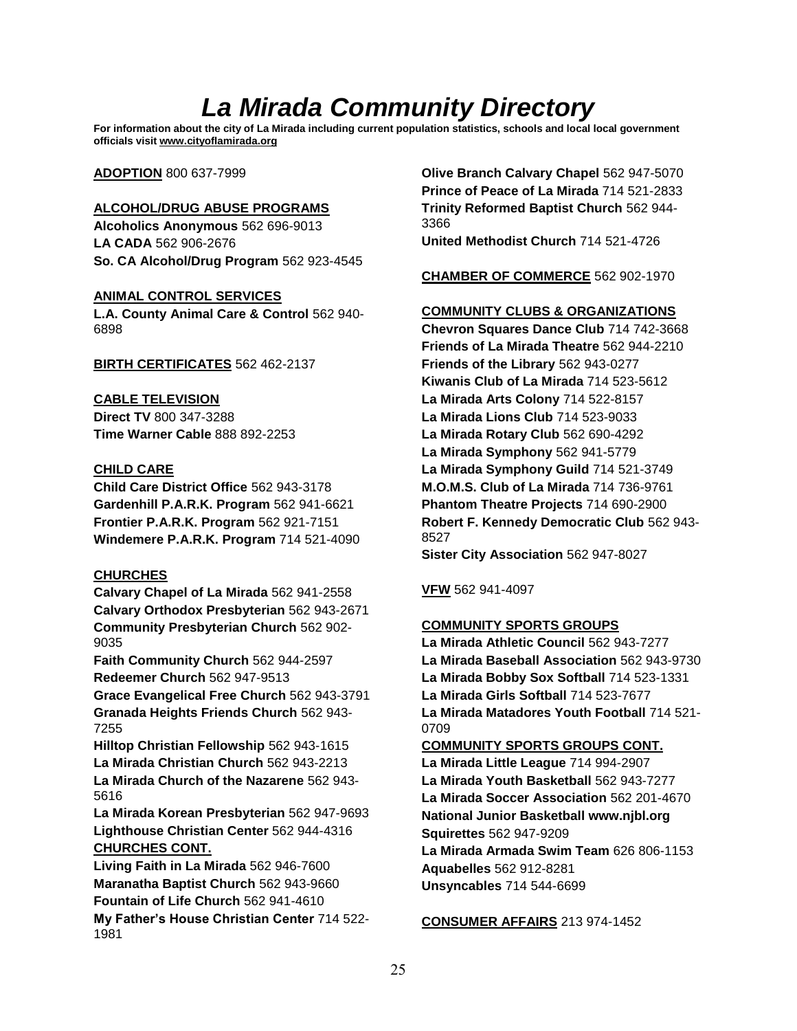# La Mirada Community Directory

**For information about the city of La Mirada including current population statistics, schools and local local government officials visit www.cityoflamirada.org**

**ADOPTION** 800 637-7999

**ALCOHOL/DRUG ABUSE PROGRAMS**
**Alcoholics Anonymous** 562 696-9013
**LA CADA** 562 906-2676
**So. CA Alcohol/Drug Program** 562 923-4545

**ANIMAL CONTROL SERVICES**
**L.A. County Animal Care & Control** 562 940-6898

**BIRTH CERTIFICATES** 562 462-2137

**CABLE TELEVISION**
**Direct TV** 800 347-3288
**Time Warner Cable** 888 892-2253

**CHILD CARE**
**Child Care District Office** 562 943-3178
**Gardenhill P.A.R.K. Program** 562 941-6621
**Frontier P.A.R.K. Program** 562 921-7151
**Windemere P.A.R.K. Program** 714 521-4090

**CHURCHES**
**Calvary Chapel of La Mirada** 562 941-2558
**Calvary Orthodox Presbyterian** 562 943-2671
**Community Presbyterian Church** 562 902-9035
**Faith Community Church** 562 944-2597
**Redeemer Church** 562 947-9513
**Grace Evangelical Free Church** 562 943-3791
**Granada Heights Friends Church** 562 943-7255
**Hilltop Christian Fellowship** 562 943-1615
**La Mirada Christian Church** 562 943-2213
**La Mirada Church of the Nazarene** 562 943-5616
**La Mirada Korean Presbyterian** 562 947-9693
**Lighthouse Christian Center** 562 944-4316

**CHURCHES CONT.**
**Living Faith in La Mirada** 562 946-7600
**Maranatha Baptist Church** 562 943-9660
**Fountain of Life Church** 562 941-4610
**My Father's House Christian Center** 714 522-1981
**Olive Branch Calvary Chapel** 562 947-5070
**Prince of Peace of La Mirada** 714 521-2833
**Trinity Reformed Baptist Church** 562 944-3366
**United Methodist Church** 714 521-4726

**CHAMBER OF COMMERCE** 562 902-1970

**COMMUNITY CLUBS & ORGANIZATIONS**
**Chevron Squares Dance Club** 714 742-3668
**Friends of La Mirada Theatre** 562 944-2210
**Friends of the Library** 562 943-0277
**Kiwanis Club of La Mirada** 714 523-5612
**La Mirada Arts Colony** 714 522-8157
**La Mirada Lions Club** 714 523-9033
**La Mirada Rotary Club** 562 690-4292
**La Mirada Symphony** 562 941-5779
**La Mirada Symphony Guild** 714 521-3749
**M.O.M.S. Club of La Mirada** 714 736-9761
**Phantom Theatre Projects** 714 690-2900
**Robert F. Kennedy Democratic Club** 562 943-8527
**Sister City Association** 562 947-8027

**VFW** 562 941-4097

**COMMUNITY SPORTS GROUPS**
**La Mirada Athletic Council** 562 943-7277
**La Mirada Baseball Association** 562 943-9730
**La Mirada Bobby Sox Softball** 714 523-1331
**La Mirada Girls Softball** 714 523-7677
**La Mirada Matadores Youth Football** 714 521-0709

**COMMUNITY SPORTS GROUPS CONT.**
**La Mirada Little League** 714 994-2907
**La Mirada Youth Basketball** 562 943-7277
**La Mirada Soccer Association** 562 201-4670
**National Junior Basketball www.njbl.org**
**Squirettes** 562 947-9209
**La Mirada Armada Swim Team** 626 806-1153
**Aquabelles** 562 912-8281
**Unsyncables** 714 544-6699

**CONSUMER AFFAIRS** 213 974-1452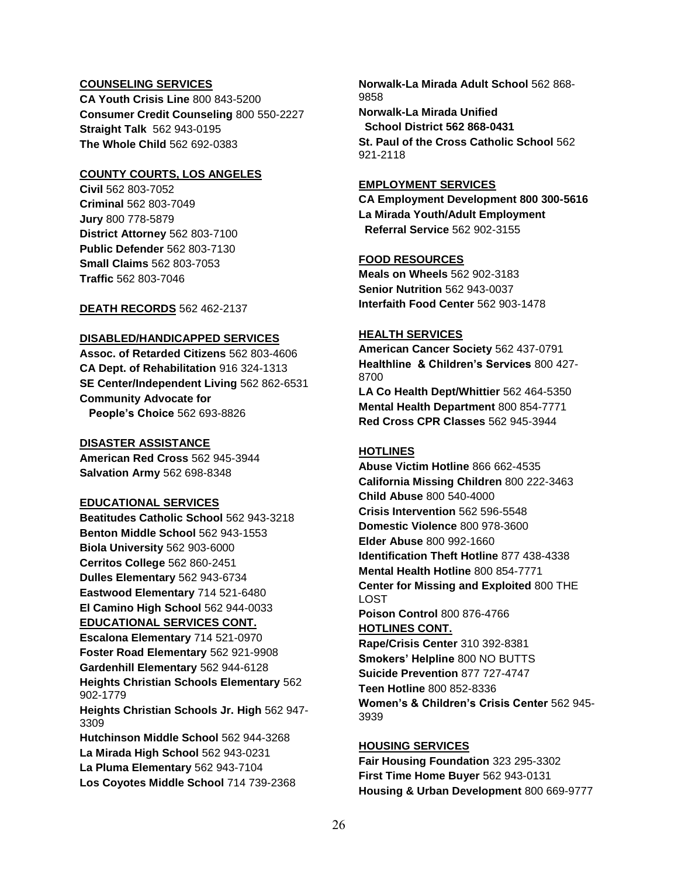**COUNSELING SERVICES**

**CA Youth Crisis Line** 800 843-5200
**Consumer Credit Counseling** 800 550-2227
**Straight Talk** 562 943-0195
**The Whole Child** 562 692-0383

**COUNTY COURTS, LOS ANGELES**

**Civil** 562 803-7052
**Criminal** 562 803-7049
**Jury** 800 778-5879
**District Attorney** 562 803-7100
**Public Defender** 562 803-7130
**Small Claims** 562 803-7053
**Traffic** 562 803-7046

**DEATH RECORDS** 562 462-2137

**DISABLED/HANDICAPPED SERVICES**

**Assoc. of Retarded Citizens** 562 803-4606
**CA Dept. of Rehabilitation** 916 324-1313
**SE Center/Independent Living** 562 862-6531
**Community Advocate for People's Choice** 562 693-8826

**DISASTER ASSISTANCE**

**American Red Cross** 562 945-3944
**Salvation Army** 562 698-8348

**EDUCATIONAL SERVICES**

**Beatitudes Catholic School** 562 943-3218
**Benton Middle School** 562 943-1553
**Biola University** 562 903-6000
**Cerritos College** 562 860-2451
**Dulles Elementary** 562 943-6734
**Eastwood Elementary** 714 521-6480
**El Camino High School** 562 944-0033

**EDUCATIONAL SERVICES CONT.**

**Escalona Elementary** 714 521-0970
**Foster Road Elementary** 562 921-9908
**Gardenhill Elementary** 562 944-6128
**Heights Christian Schools Elementary** 562 902-1779
**Heights Christian Schools Jr. High** 562 947-3309
**Hutchinson Middle School** 562 944-3268
**La Mirada High School** 562 943-0231
**La Pluma Elementary** 562 943-7104
**Los Coyotes Middle School** 714 739-2368
**Norwalk-La Mirada Adult School** 562 868-9858
**Norwalk-La Mirada Unified School District 562 868-0431**
**St. Paul of the Cross Catholic School** 562 921-2118

**EMPLOYMENT SERVICES**

**CA Employment Development 800 300-5616**
**La Mirada Youth/Adult Employment Referral Service** 562 902-3155

**FOOD RESOURCES**

**Meals on Wheels** 562 902-3183
**Senior Nutrition** 562 943-0037
**Interfaith Food Center** 562 903-1478

**HEALTH SERVICES**

**American Cancer Society** 562 437-0791
**Healthline & Children's Services** 800 427-8700
**LA Co Health Dept/Whittier** 562 464-5350
**Mental Health Department** 800 854-7771
**Red Cross CPR Classes** 562 945-3944

**HOTLINES**

**Abuse Victim Hotline** 866 662-4535
**California Missing Children** 800 222-3463
**Child Abuse** 800 540-4000
**Crisis Intervention** 562 596-5548
**Domestic Violence** 800 978-3600
**Elder Abuse** 800 992-1660
**Identification Theft Hotline** 877 438-4338
**Mental Health Hotline** 800 854-7771
**Center for Missing and Exploited** 800 THE LOST
**Poison Control** 800 876-4766

**HOTLINES CONT.**

**Rape/Crisis Center** 310 392-8381
**Smokers' Helpline** 800 NO BUTTS
**Suicide Prevention** 877 727-4747
**Teen Hotline** 800 852-8336
**Women's & Children's Crisis Center** 562 945-3939

**HOUSING SERVICES**

**Fair Housing Foundation** 323 295-3302
**First Time Home Buyer** 562 943-0131
**Housing & Urban Development** 800 669-9777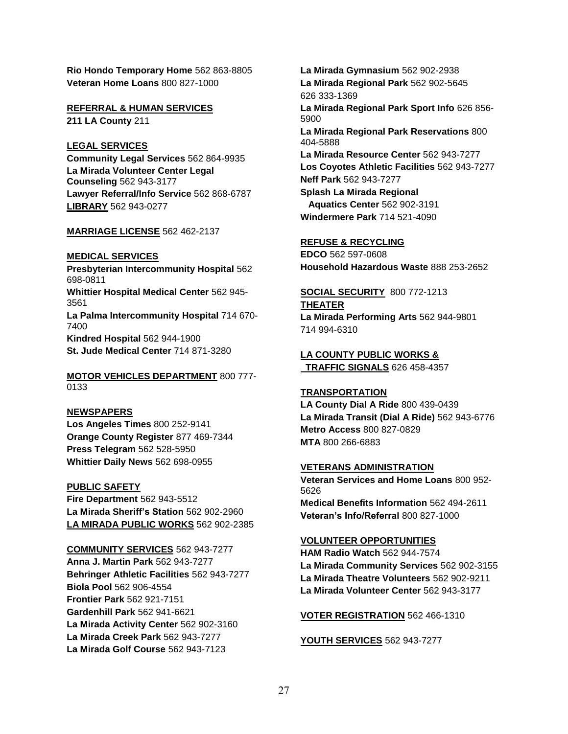**Rio Hondo Temporary Home** 562 863-8805
**Veteran Home Loans** 800 827-1000

**REFERRAL & HUMAN SERVICES**
**211 LA County** 211

**LEGAL SERVICES**
**Community Legal Services** 562 864-9935
**La Mirada Volunteer Center Legal Counseling** 562 943-3177
**Lawyer Referral/Info Service** 562 868-6787
**LIBRARY** 562 943-0277

**MARRIAGE LICENSE** 562 462-2137

**MEDICAL SERVICES**
**Presbyterian Intercommunity Hospital** 562 698-0811
**Whittier Hospital Medical Center** 562 945-3561
**La Palma Intercommunity Hospital** 714 670-7400
**Kindred Hospital** 562 944-1900
**St. Jude Medical Center** 714 871-3280

**MOTOR VEHICLES DEPARTMENT** 800 777-0133

**NEWSPAPERS**
**Los Angeles Times** 800 252-9141
**Orange County Register** 877 469-7344
**Press Telegram** 562 528-5950
**Whittier Daily News** 562 698-0955

**PUBLIC SAFETY**
**Fire Department** 562 943-5512
**La Mirada Sheriff's Station** 562 902-2960
**LA MIRADA PUBLIC WORKS** 562 902-2385

**COMMUNITY SERVICES** 562 943-7277
**Anna J. Martin Park** 562 943-7277
**Behringer Athletic Facilities** 562 943-7277
**Biola Pool** 562 906-4554
**Frontier Park** 562 921-7151
**Gardenhill Park** 562 941-6621
**La Mirada Activity Center** 562 902-3160
**La Mirada Creek Park** 562 943-7277
**La Mirada Golf Course** 562 943-7123
**La Mirada Gymnasium** 562 902-2938
**La Mirada Regional Park** 562 902-5645
626 333-1369
**La Mirada Regional Park Sport Info** 626 856-5900
**La Mirada Regional Park Reservations** 800 404-5888
**La Mirada Resource Center** 562 943-7277
**Los Coyotes Athletic Facilities** 562 943-7277
**Neff Park** 562 943-7277
**Splash La Mirada Regional Aquatics Center** 562 902-3191
**Windermere Park** 714 521-4090

**REFUSE & RECYCLING**
**EDCO** 562 597-0608
**Household Hazardous Waste** 888 253-2652

**SOCIAL SECURITY** 800 772-1213
**THEATER**
**La Mirada Performing Arts** 562 944-9801
714 994-6310

**LA COUNTY PUBLIC WORKS & TRAFFIC SIGNALS** 626 458-4357

**TRANSPORTATION**
**LA County Dial A Ride** 800 439-0439
**La Mirada Transit (Dial A Ride)** 562 943-6776
**Metro Access** 800 827-0829
**MTA** 800 266-6883

**VETERANS ADMINISTRATION**
**Veteran Services and Home Loans** 800 952-5626
**Medical Benefits Information** 562 494-2611
**Veteran's Info/Referral** 800 827-1000

**VOLUNTEER OPPORTUNITIES**
**HAM Radio Watch** 562 944-7574
**La Mirada Community Services** 562 902-3155
**La Mirada Theatre Volunteers** 562 902-9211
**La Mirada Volunteer Center** 562 943-3177

**VOTER REGISTRATION** 562 466-1310

**YOUTH SERVICES** 562 943-7277